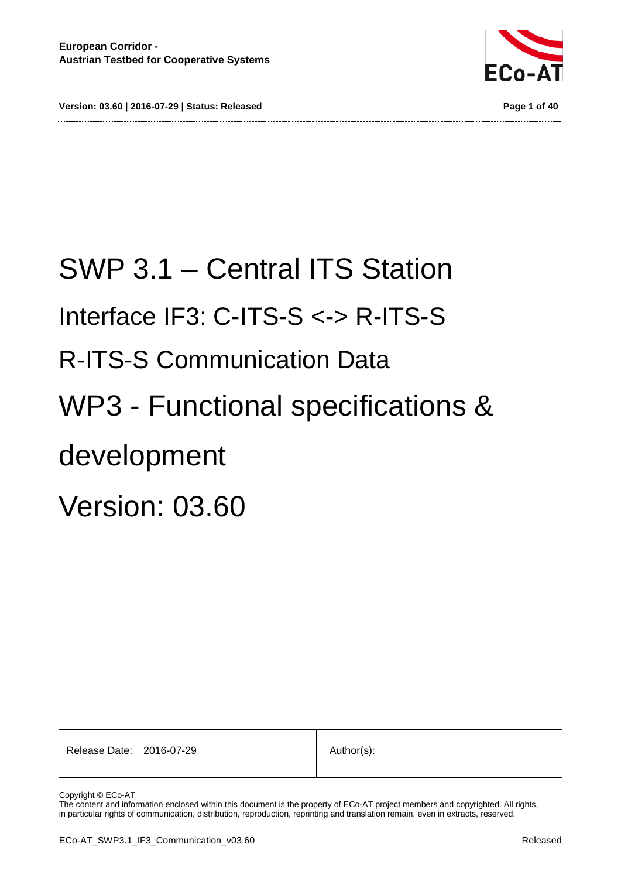# SWP 3.1 – Central ITS Station

## Interface IF3: C-ITS-S <-> R-ITS-S

## R-ITS-S Communication Data

# WP3 - Functional specifications & development

# Version: 03.60

| Release Date: 2016-07-29 | Author(s): |
| --- | --- |

Copyright © ECo-AT

The content and information enclosed within this document is the property of ECo-AT project members and copyrighted. All rights, in particular rights of communication, distribution, reproduction, reprinting and translation remain, even in extracts, reserved.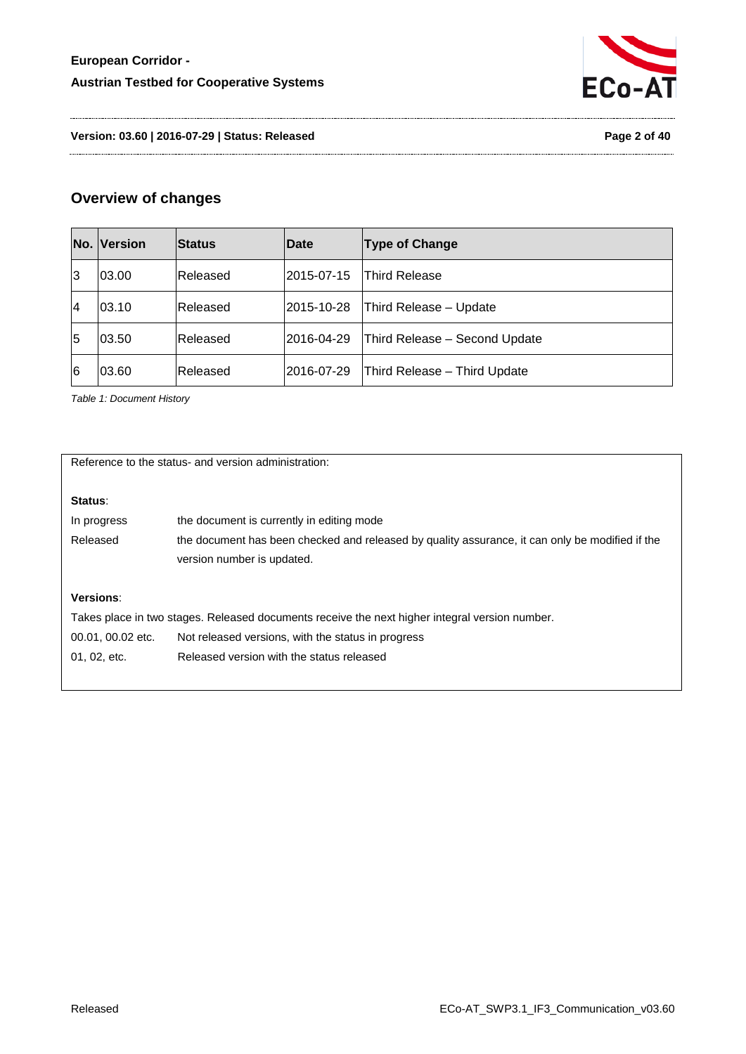## Overview of changes

| No. | Version | Status | Date | Type of Change |
|---|---|---|---|---|
| 3 | 03.00 | Released | 2015-07-15 | Third Release |
| 4 | 03.10 | Released | 2015-10-28 | Third Release – Update |
| 5 | 03.50 | Released | 2016-04-29 | Third Release – Second Update |
| 6 | 03.60 | Released | 2016-07-29 | Third Release – Third Update |

*Table 1: Document History*

Reference to the status- and version administration:

**Status**:

| | |
|---|---|
| In progress | the document is currently in editing mode |
| Released | the document has been checked and released by quality assurance, it can only be modified if the version number is updated. |

**Versions**:

Takes place in two stages. Released documents receive the next higher integral version number.

| | |
|---|---|
| 00.01, 00.02 etc. | Not released versions, with the status in progress |
| 01, 02, etc. | Released version with the status released |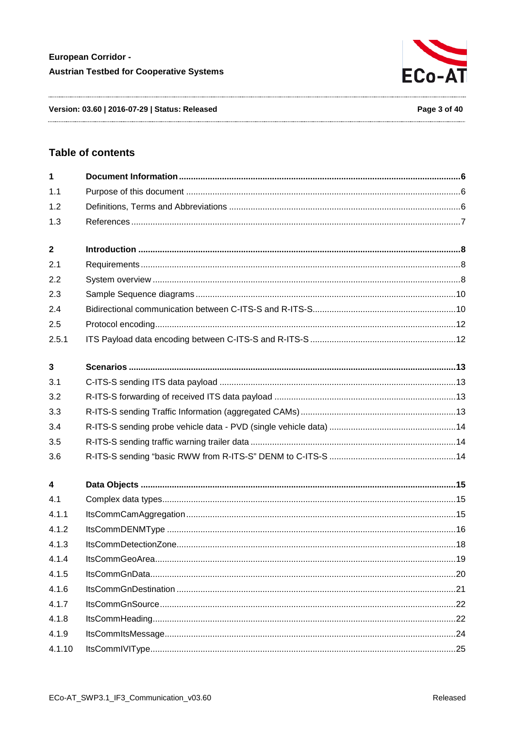## Table of contents

| | | |
|---|---|---|
| **1** | **Document Information** | **6** |
| 1.1 | Purpose of this document | 6 |
| 1.2 | Definitions, Terms and Abbreviations | 6 |
| 1.3 | References | 7 |
| **2** | **Introduction** | **8** |
| 2.1 | Requirements | 8 |
| 2.2 | System overview | 8 |
| 2.3 | Sample Sequence diagrams | 10 |
| 2.4 | Bidirectional communication between C-ITS-S and R-ITS-S | 10 |
| 2.5 | Protocol encoding | 12 |
| 2.5.1 | ITS Payload data encoding between C-ITS-S and R-ITS-S | 12 |
| **3** | **Scenarios** | **13** |
| 3.1 | C-ITS-S sending ITS data payload | 13 |
| 3.2 | R-ITS-S forwarding of received ITS data payload | 13 |
| 3.3 | R-ITS-S sending Traffic Information (aggregated CAMs) | 13 |
| 3.4 | R-ITS-S sending probe vehicle data - PVD (single vehicle data) | 14 |
| 3.5 | R-ITS-S sending traffic warning trailer data | 14 |
| 3.6 | R-ITS-S sending “basic RWW from R-ITS-S” DENM to C-ITS-S | 14 |
| **4** | **Data Objects** | **15** |
| 4.1 | Complex data types | 15 |
| 4.1.1 | ItsCommCamAggregation | 15 |
| 4.1.2 | ItsCommDENMType | 16 |
| 4.1.3 | ItsCommDetectionZone | 18 |
| 4.1.4 | ItsCommGeoArea | 19 |
| 4.1.5 | ItsCommGnData | 20 |
| 4.1.6 | ItsCommGnDestination | 21 |
| 4.1.7 | ItsCommGnSource | 22 |
| 4.1.8 | ItsCommHeading | 22 |
| 4.1.9 | ItsCommItsMessage | 24 |
| 4.1.10 | ItsCommIVIType | 25 |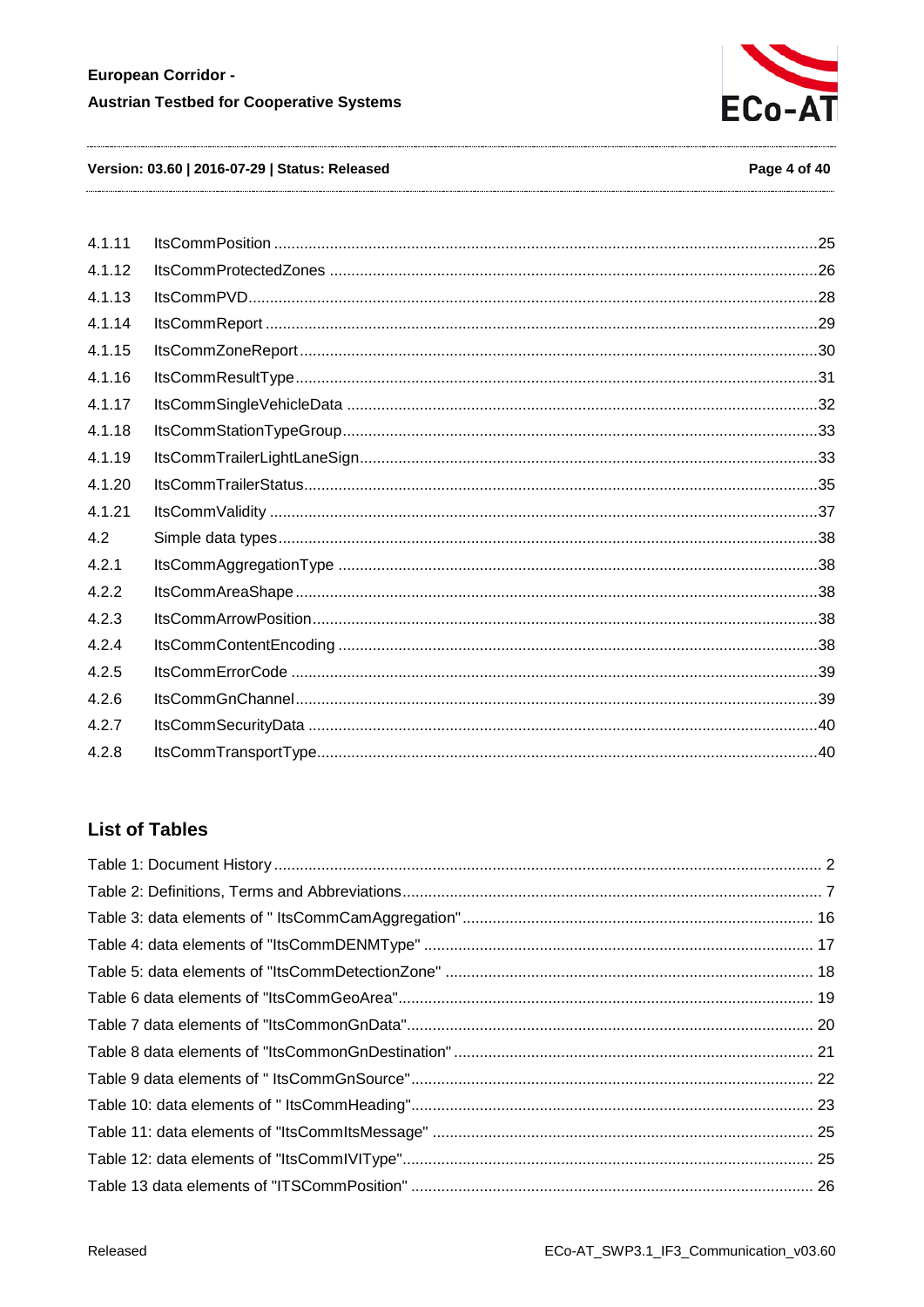4.1.11 ItsCommPosition ....................................................................................................25
4.1.12 ItsCommProtectedZones ....................................................................................26
4.1.13 ItsCommPVD.........................................................................................................28
4.1.14 ItsCommReport ....................................................................................................29
4.1.15 ItsCommZoneReport ...........................................................................................30
4.1.16 ItsCommResultType ............................................................................................31
4.1.17 ItsCommSingleVehicleData ................................................................................32
4.1.18 ItsCommStationTypeGroup.................................................................................33
4.1.19 ItsCommTrailerLightLaneSign............................................................................33
4.1.20 ItsCommTrailerStatus..........................................................................................35
4.1.21 ItsCommValidity ..................................................................................................37
4.2 Simple data types....................................................................................................38
4.2.1 ItsCommAggregationType ..................................................................................38
4.2.2 ItsCommAreaShape ............................................................................................38
4.2.3 ItsCommArrowPosition........................................................................................38
4.2.4 ItsCommContentEncoding ..................................................................................38
4.2.5 ItsCommErrorCode .............................................................................................39
4.2.6 ItsCommGnChannel............................................................................................39
4.2.7 ItsCommSecurityData .........................................................................................40
4.2.8 ItsCommTransportType.......................................................................................40

## List of Tables

Table 1: Document History ............................................................................................ 2
Table 2: Definitions, Terms and Abbreviations............................................................... 7
Table 3: data elements of " ItsCommCamAggregation"................................................ 16
Table 4: data elements of "ItsCommDENMType" ......................................................... 17
Table 5: data elements of "ItsCommDetectionZone" .................................................... 18
Table 6 data elements of "ItsCommGeoArea"............................................................... 19
Table 7 data elements of "ItsCommonGnData"............................................................. 20
Table 8 data elements of "ItsCommonGnDestination" .................................................. 21
Table 9 data elements of " ItsCommGnSource"............................................................ 22
Table 10: data elements of " ItsCommHeading"............................................................ 23
Table 11: data elements of "ItsCommItsMessage" ....................................................... 25
Table 12: data elements of "ItsCommIVIType".............................................................. 25
Table 13 data elements of "ITSCommPosition" ............................................................ 26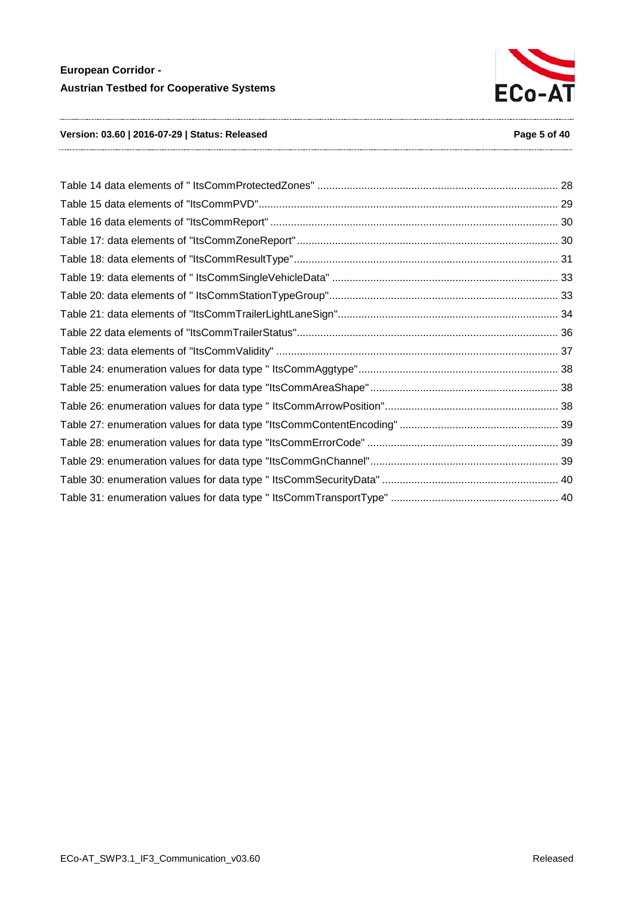Table 14 data elements of " ItsCommProtectedZones" ........ 28
Table 15 data elements of "ItsCommPVD" ........ 29
Table 16 data elements of "ItsCommReport" ........ 30
Table 17: data elements of "ItsCommZoneReport" ........ 30
Table 18: data elements of "ItsCommResultType" ........ 31
Table 19: data elements of " ItsCommSingleVehicleData" ........ 33
Table 20: data elements of " ItsCommStationTypeGroup" ........ 33
Table 21: data elements of "ItsCommTrailerLightLaneSign" ........ 34
Table 22 data elements of "ItsCommTrailerStatus" ........ 36
Table 23: data elements of "ItsCommValidity" ........ 37
Table 24: enumeration values for data type " ItsCommAggtype" ........ 38
Table 25: enumeration values for data type "ItsCommAreaShape" ........ 38
Table 26: enumeration values for data type " ItsCommArrowPosition" ........ 38
Table 27: enumeration values for data type "ItsCommContentEncoding" ........ 39
Table 28: enumeration values for data type "ItsCommErrorCode" ........ 39
Table 29: enumeration values for data type "ItsCommGnChannel" ........ 39
Table 30: enumeration values for data type " ItsCommSecurityData" ........ 40
Table 31: enumeration values for data type " ItsCommTransportType" ........ 40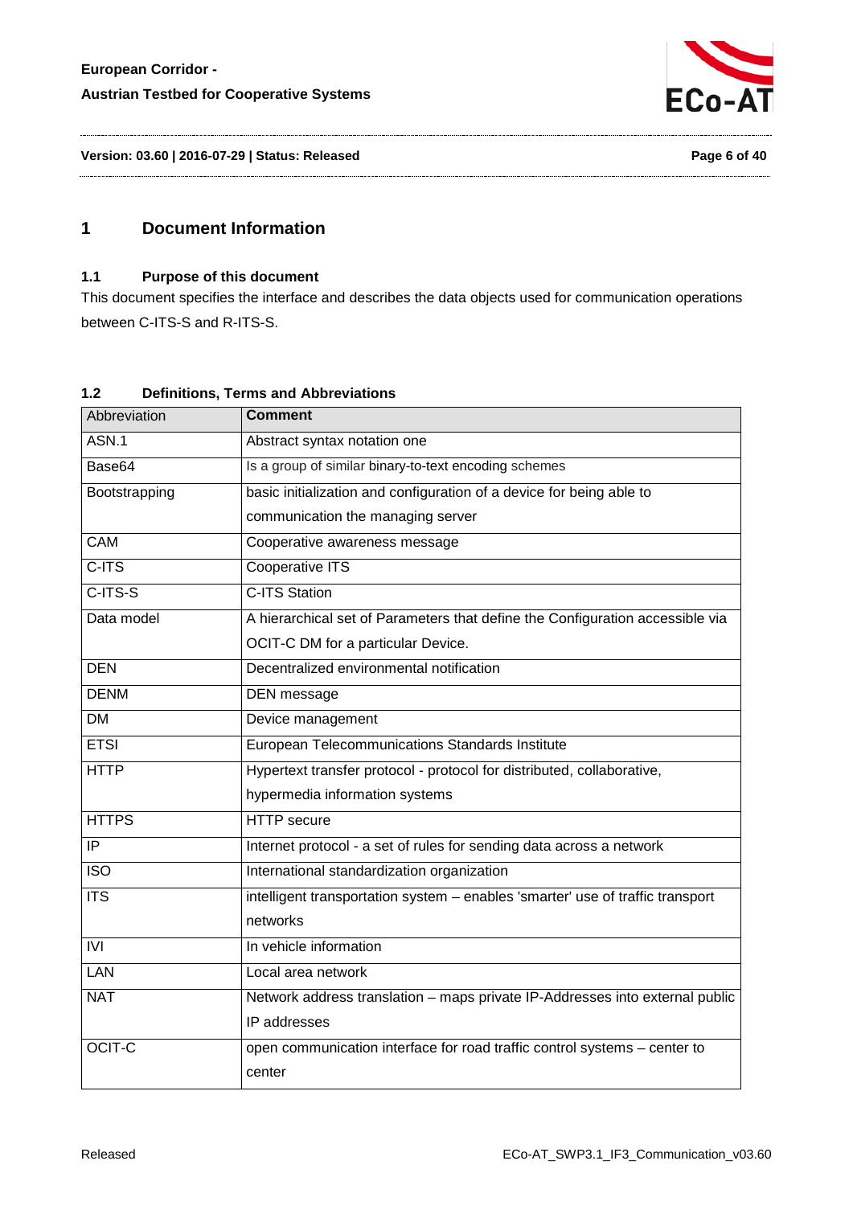# 1 Document Information

## 1.1 Purpose of this document

This document specifies the interface and describes the data objects used for communication operations between C-ITS-S and R-ITS-S.

## 1.2 Definitions, Terms and Abbreviations

| Abbreviation | **Comment** |
|---|---|
| ASN.1 | Abstract syntax notation one |
| Base64 | Is a group of similar binary-to-text encoding schemes |
| Bootstrapping | basic initialization and configuration of a device for being able to communication the managing server |
| CAM | Cooperative awareness message |
| C-ITS | Cooperative ITS |
| C-ITS-S | C-ITS Station |
| Data model | A hierarchical set of Parameters that define the Configuration accessible via OCIT-C DM for a particular Device. |
| DEN | Decentralized environmental notification |
| DENM | DEN message |
| DM | Device management |
| ETSI | European Telecommunications Standards Institute |
| HTTP | Hypertext transfer protocol - protocol for distributed, collaborative, hypermedia information systems |
| HTTPS | HTTP secure |
| IP | Internet protocol - a set of rules for sending data across a network |
| ISO | International standardization organization |
| ITS | intelligent transportation system – enables 'smarter' use of traffic transport networks |
| IVI | In vehicle information |
| LAN | Local area network |
| NAT | Network address translation – maps private IP-Addresses into external public IP addresses |
| OCIT-C | open communication interface for road traffic control systems – center to center |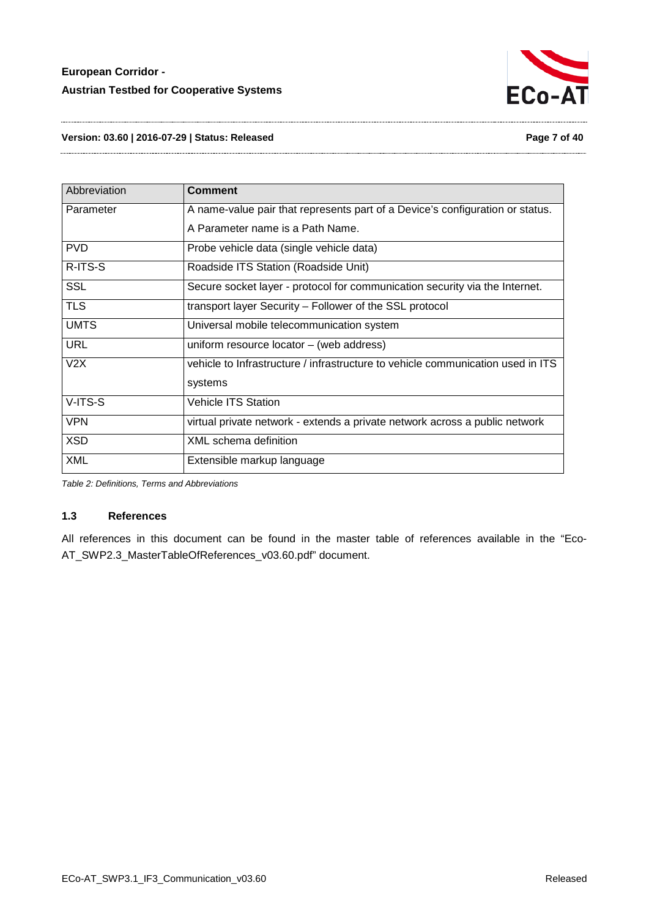| Abbreviation | **Comment** |
|---|---|
| Parameter | A name-value pair that represents part of a Device's configuration or status. A Parameter name is a Path Name. |
| PVD | Probe vehicle data (single vehicle data) |
| R-ITS-S | Roadside ITS Station (Roadside Unit) |
| SSL | Secure socket layer - protocol for communication security via the Internet. |
| TLS | transport layer Security – Follower of the SSL protocol |
| UMTS | Universal mobile telecommunication system |
| URL | uniform resource locator – (web address) |
| V2X | vehicle to Infrastructure / infrastructure to vehicle communication used in ITS systems |
| V-ITS-S | Vehicle ITS Station |
| VPN | virtual private network - extends a private network across a public network |
| XSD | XML schema definition |
| XML | Extensible markup language |

*Table 2: Definitions, Terms and Abbreviations*

## 1.3 References

All references in this document can be found in the master table of references available in the "Eco-AT_SWP2.3_MasterTableOfReferences_v03.60.pdf" document.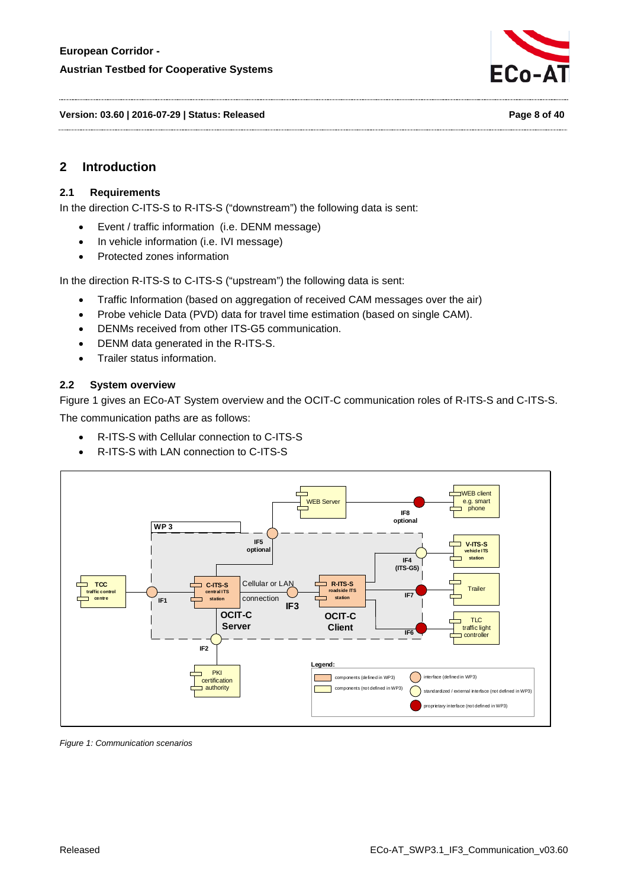## 2 Introduction

### 2.1 Requirements

In the direction C-ITS-S to R-ITS-S ("downstream") the following data is sent:

- Event / traffic information (i.e. DENM message)
- In vehicle information (i.e. IVI message)
- Protected zones information

In the direction R-ITS-S to C-ITS-S ("upstream") the following data is sent:

- Traffic Information (based on aggregation of received CAM messages over the air)
- Probe vehicle Data (PVD) data for travel time estimation (based on single CAM).
- DENMs received from other ITS-G5 communication.
- DENM data generated in the R-ITS-S.
- Trailer status information.

### 2.2 System overview

Figure 1 gives an ECo-AT System overview and the OCIT-C communication roles of R-ITS-S and C-ITS-S.

The communication paths are as follows:

- R-ITS-S with Cellular connection to C-ITS-S
- R-ITS-S with LAN connection to C-ITS-S

*Figure 1: Communication scenarios*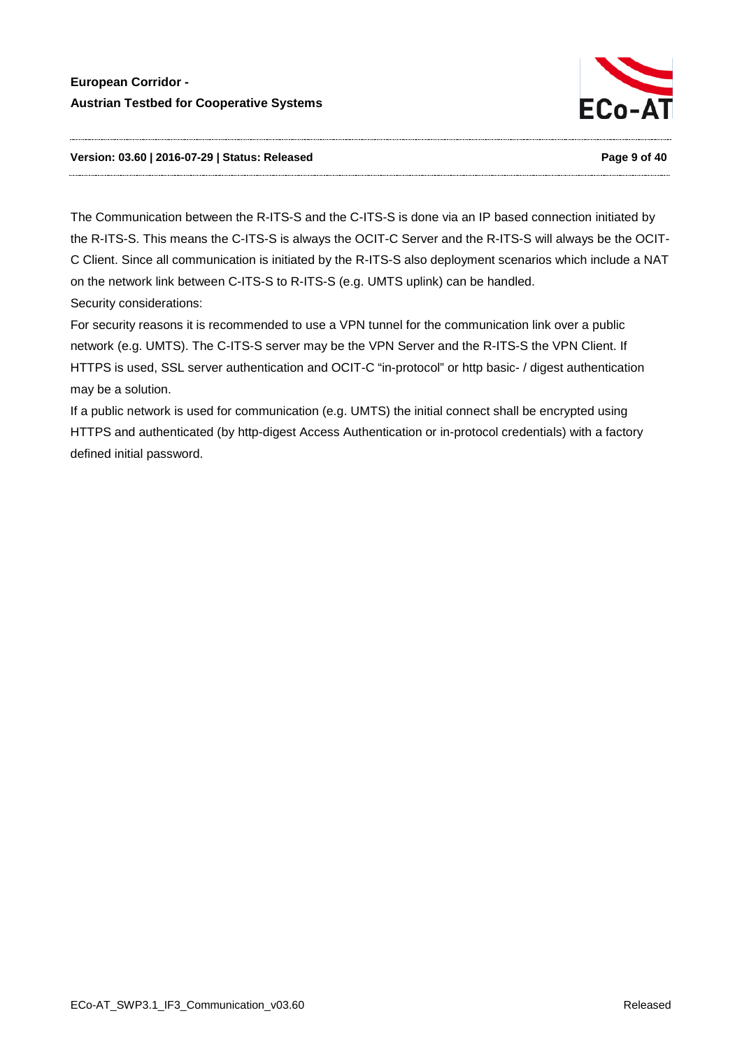The Communication between the R-ITS-S and the C-ITS-S is done via an IP based connection initiated by the R-ITS-S. This means the C-ITS-S is always the OCIT-C Server and the R-ITS-S will always be the OCIT-C Client. Since all communication is initiated by the R-ITS-S also deployment scenarios which include a NAT on the network link between C-ITS-S to R-ITS-S (e.g. UMTS uplink) can be handled.

Security considerations:

For security reasons it is recommended to use a VPN tunnel for the communication link over a public network (e.g. UMTS). The C-ITS-S server may be the VPN Server and the R-ITS-S the VPN Client. If HTTPS is used, SSL server authentication and OCIT-C “in-protocol” or http basic- / digest authentication may be a solution.

If a public network is used for communication (e.g. UMTS) the initial connect shall be encrypted using HTTPS and authenticated (by http-digest Access Authentication or in-protocol credentials) with a factory defined initial password.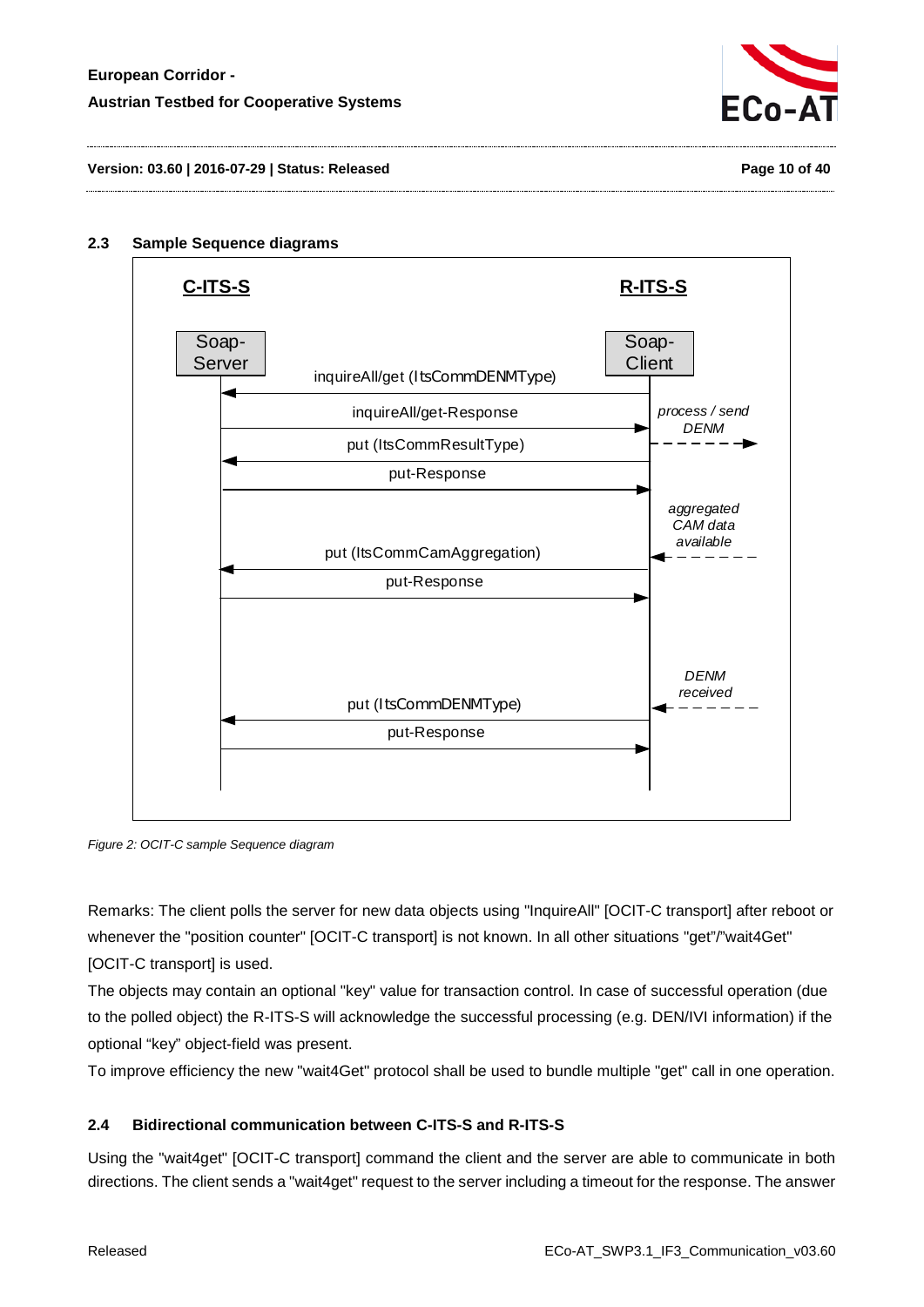### 2.3 Sample Sequence diagrams

*Figure 2: OCIT-C sample Sequence diagram*

Remarks: The client polls the server for new data objects using "InquireAll" [OCIT-C transport] after reboot or whenever the "position counter" [OCIT-C transport] is not known. In all other situations "get"/"wait4Get" [OCIT-C transport] is used.

The objects may contain an optional "key" value for transaction control. In case of successful operation (due to the polled object) the R-ITS-S will acknowledge the successful processing (e.g. DEN/IVI information) if the optional "key" object-field was present.

To improve efficiency the new "wait4Get" protocol shall be used to bundle multiple "get" call in one operation.

### 2.4 Bidirectional communication between C-ITS-S and R-ITS-S

Using the "wait4get" [OCIT-C transport] command the client and the server are able to communicate in both directions. The client sends a "wait4get" request to the server including a timeout for the response. The answer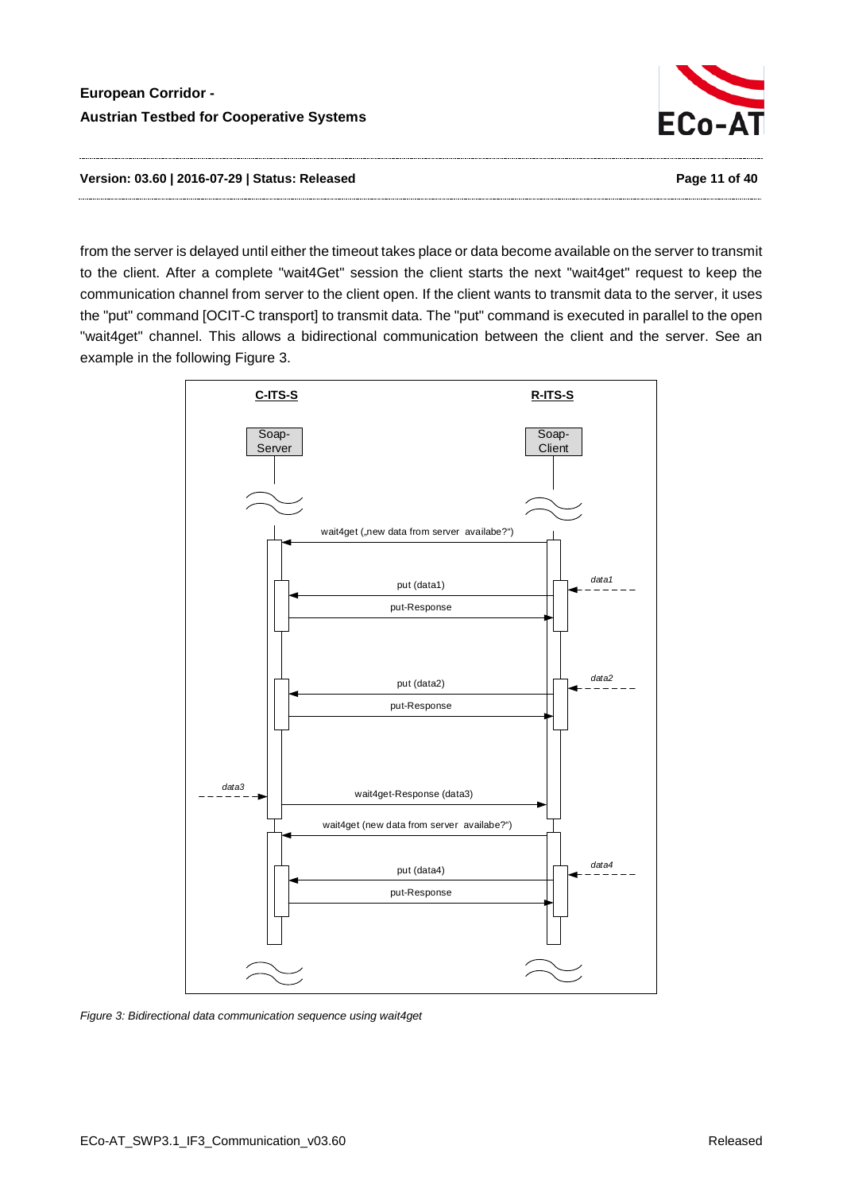from the server is delayed until either the timeout takes place or data become available on the server to transmit to the client. After a complete "wait4Get" session the client starts the next "wait4get" request to keep the communication channel from server to the client open. If the client wants to transmit data to the server, it uses the "put" command [OCIT-C transport] to transmit data. The "put" command is executed in parallel to the open "wait4get" channel. This allows a bidirectional communication between the client and the server. See an example in the following Figure 3.

*Figure 3: Bidirectional data communication sequence using wait4get*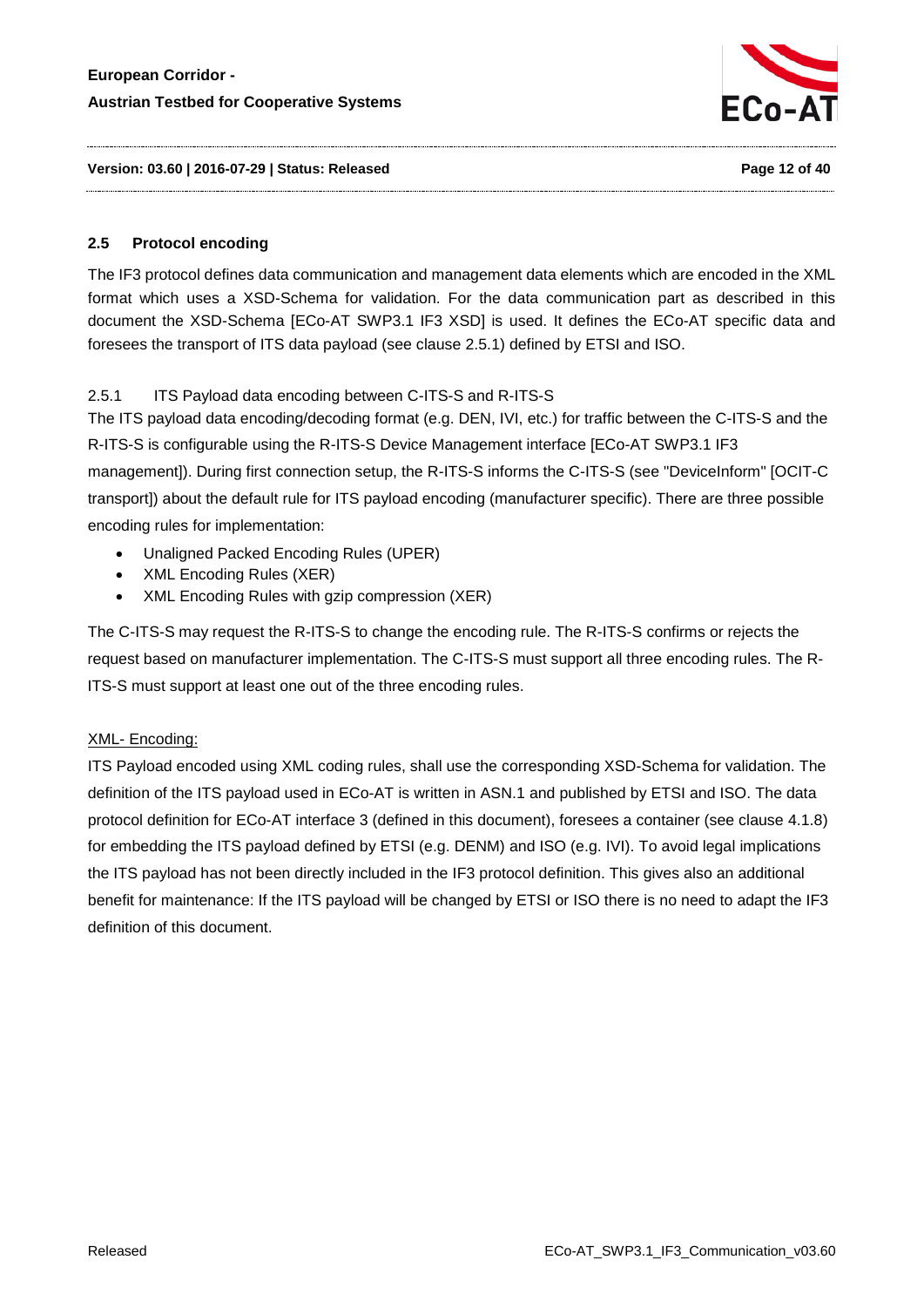## 2.5 Protocol encoding

The IF3 protocol defines data communication and management data elements which are encoded in the XML format which uses a XSD-Schema for validation. For the data communication part as described in this document the XSD-Schema [ECo-AT SWP3.1 IF3 XSD] is used. It defines the ECo-AT specific data and foresees the transport of ITS data payload (see clause 2.5.1) defined by ETSI and ISO.

### 2.5.1 ITS Payload data encoding between C-ITS-S and R-ITS-S

The ITS payload data encoding/decoding format (e.g. DEN, IVI, etc.) for traffic between the C-ITS-S and the R-ITS-S is configurable using the R-ITS-S Device Management interface [ECo-AT SWP3.1 IF3 management]). During first connection setup, the R-ITS-S informs the C-ITS-S (see "DeviceInform" [OCIT-C transport]) about the default rule for ITS payload encoding (manufacturer specific). There are three possible encoding rules for implementation:

- Unaligned Packed Encoding Rules (UPER)
- XML Encoding Rules (XER)
- XML Encoding Rules with gzip compression (XER)

The C-ITS-S may request the R-ITS-S to change the encoding rule. The R-ITS-S confirms or rejects the request based on manufacturer implementation. The C-ITS-S must support all three encoding rules. The R-ITS-S must support at least one out of the three encoding rules.

XML- Encoding:

ITS Payload encoded using XML coding rules, shall use the corresponding XSD-Schema for validation. The definition of the ITS payload used in ECo-AT is written in ASN.1 and published by ETSI and ISO. The data protocol definition for ECo-AT interface 3 (defined in this document), foresees a container (see clause 4.1.8) for embedding the ITS payload defined by ETSI (e.g. DENM) and ISO (e.g. IVI). To avoid legal implications the ITS payload has not been directly included in the IF3 protocol definition. This gives also an additional benefit for maintenance: If the ITS payload will be changed by ETSI or ISO there is no need to adapt the IF3 definition of this document.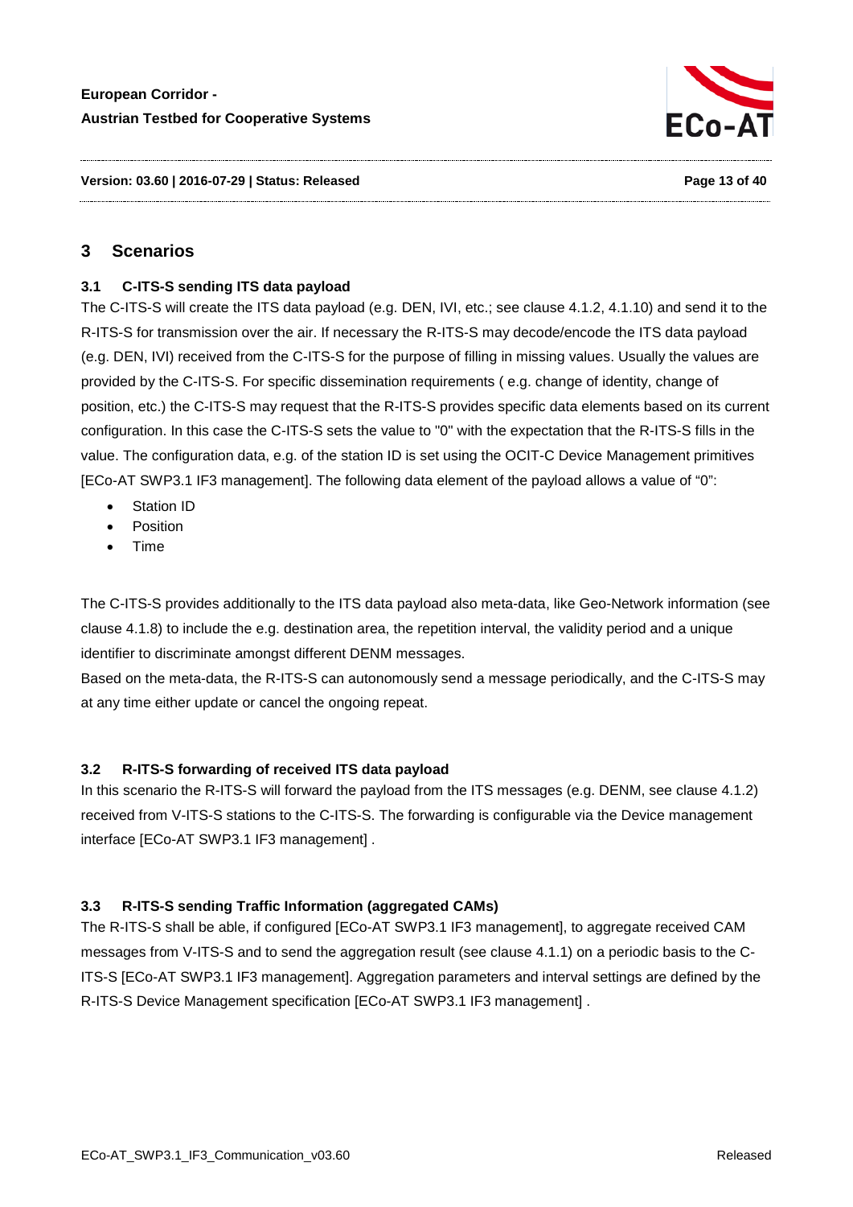# 3 Scenarios

## 3.1 C-ITS-S sending ITS data payload

The C-ITS-S will create the ITS data payload (e.g. DEN, IVI, etc.; see clause 4.1.2, 4.1.10) and send it to the R-ITS-S for transmission over the air. If necessary the R-ITS-S may decode/encode the ITS data payload (e.g. DEN, IVI) received from the C-ITS-S for the purpose of filling in missing values. Usually the values are provided by the C-ITS-S. For specific dissemination requirements ( e.g. change of identity, change of position, etc.) the C-ITS-S may request that the R-ITS-S provides specific data elements based on its current configuration. In this case the C-ITS-S sets the value to "0" with the expectation that the R-ITS-S fills in the value. The configuration data, e.g. of the station ID is set using the OCIT-C Device Management primitives [ECo-AT SWP3.1 IF3 management]. The following data element of the payload allows a value of "0":

- Station ID
- Position
- Time

The C-ITS-S provides additionally to the ITS data payload also meta-data, like Geo-Network information (see clause 4.1.8) to include the e.g. destination area, the repetition interval, the validity period and a unique identifier to discriminate amongst different DENM messages.

Based on the meta-data, the R-ITS-S can autonomously send a message periodically, and the C-ITS-S may at any time either update or cancel the ongoing repeat.

## 3.2 R-ITS-S forwarding of received ITS data payload

In this scenario the R-ITS-S will forward the payload from the ITS messages (e.g. DENM, see clause 4.1.2) received from V-ITS-S stations to the C-ITS-S. The forwarding is configurable via the Device management interface [ECo-AT SWP3.1 IF3 management] .

## 3.3 R-ITS-S sending Traffic Information (aggregated CAMs)

The R-ITS-S shall be able, if configured [ECo-AT SWP3.1 IF3 management], to aggregate received CAM messages from V-ITS-S and to send the aggregation result (see clause 4.1.1) on a periodic basis to the C-ITS-S [ECo-AT SWP3.1 IF3 management]. Aggregation parameters and interval settings are defined by the R-ITS-S Device Management specification [ECo-AT SWP3.1 IF3 management] .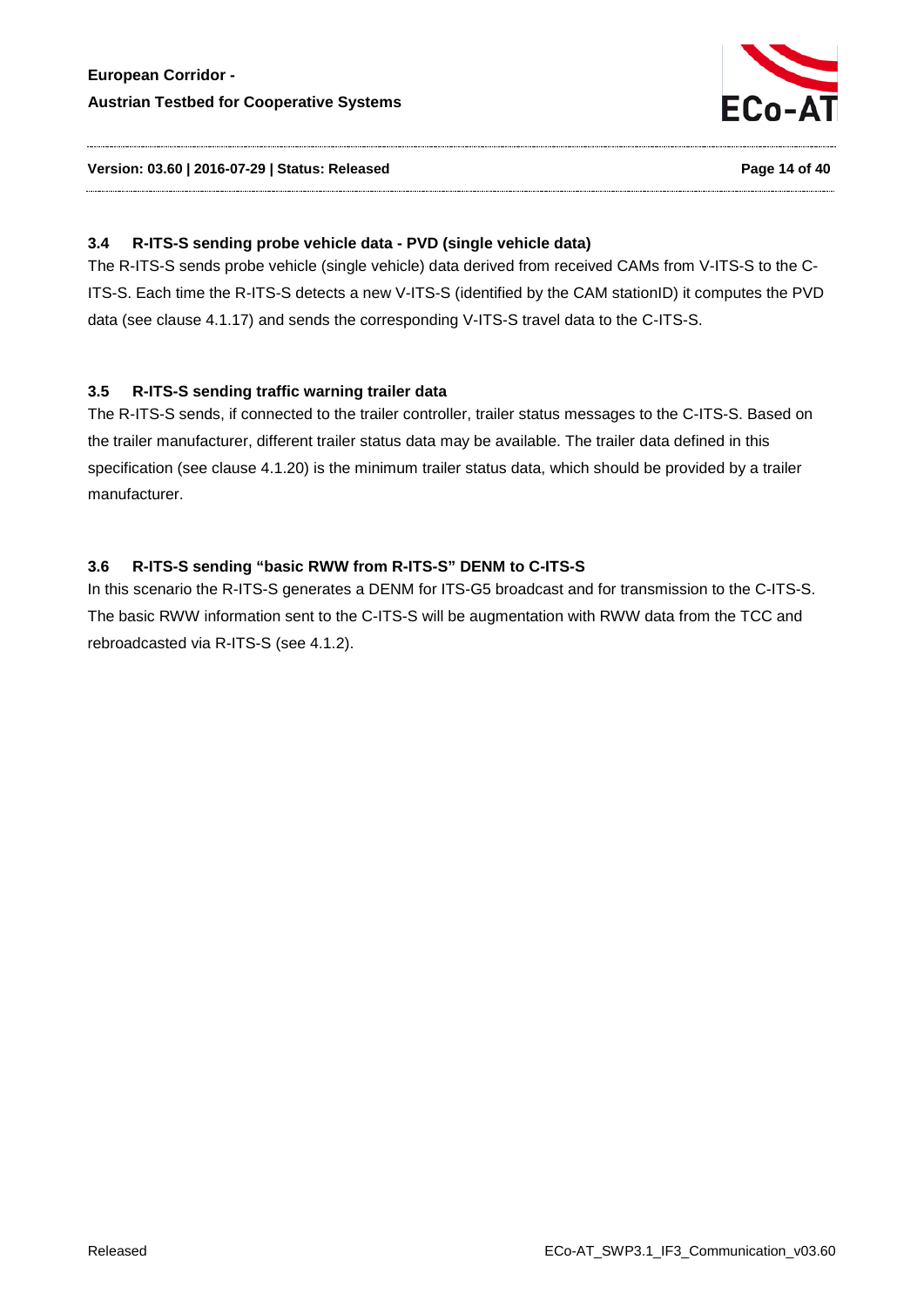### 3.4 R-ITS-S sending probe vehicle data - PVD (single vehicle data)

The R-ITS-S sends probe vehicle (single vehicle) data derived from received CAMs from V-ITS-S to the C-ITS-S. Each time the R-ITS-S detects a new V-ITS-S (identified by the CAM stationID) it computes the PVD data (see clause 4.1.17) and sends the corresponding V-ITS-S travel data to the C-ITS-S.

### 3.5 R-ITS-S sending traffic warning trailer data

The R-ITS-S sends, if connected to the trailer controller, trailer status messages to the C-ITS-S. Based on the trailer manufacturer, different trailer status data may be available. The trailer data defined in this specification (see clause 4.1.20) is the minimum trailer status data, which should be provided by a trailer manufacturer.

### 3.6 R-ITS-S sending "basic RWW from R-ITS-S" DENM to C-ITS-S

In this scenario the R-ITS-S generates a DENM for ITS-G5 broadcast and for transmission to the C-ITS-S. The basic RWW information sent to the C-ITS-S will be augmentation with RWW data from the TCC and rebroadcasted via R-ITS-S (see 4.1.2).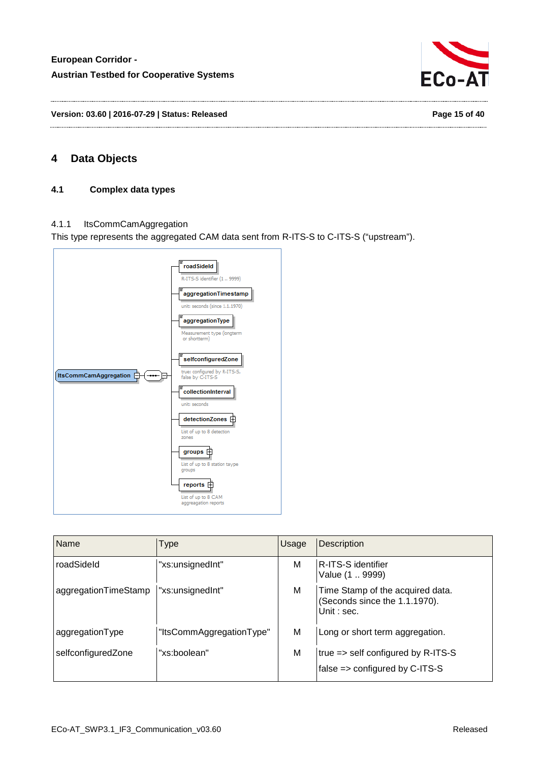# 4 Data Objects

## 4.1 Complex data types

### 4.1.1 ItsCommCamAggregation

This type represents the aggregated CAM data sent from R-ITS-S to C-ITS-S ("upstream").

| Name | Type | Usage | Description |
|---|---|---|---|
| roadSideId | "xs:unsignedInt" | M | R-ITS-S identifier<br>Value (1 .. 9999) |
| aggregationTimeStamp | "xs:unsignedInt" | M | Time Stamp of the acquired data.<br>(Seconds since the 1.1.1970).<br>Unit : sec. |
| aggregationType | "ItsCommAggregationType" | M | Long or short term aggregation. |
| selfconfiguredZone | "xs:boolean" | M | true => self configured by R-ITS-S<br>false => configured by C-ITS-S |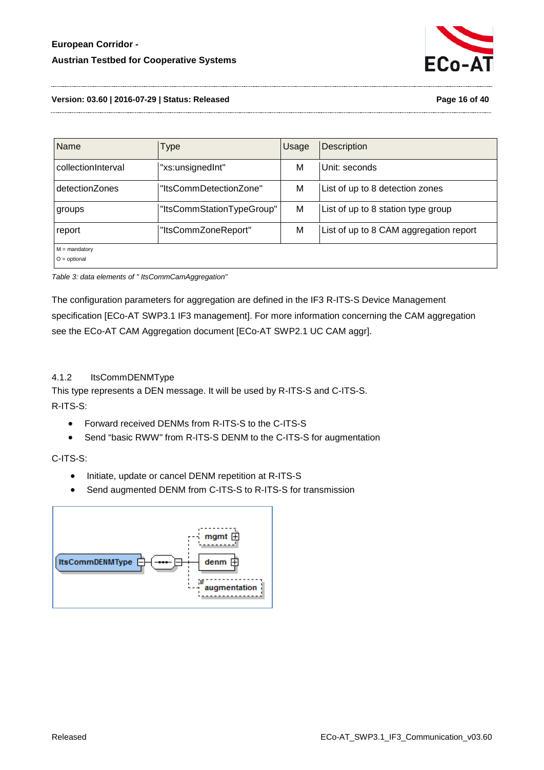| Name | Type | Usage | Description |
| --- | --- | --- | --- |
| collectionInterval | "xs:unsignedInt" | M | Unit: seconds |
| detectionZones | "ItsCommDetectionZone" | M | List of up to 8 detection zones |
| groups | "ItsCommStationTypeGroup" | M | List of up to 8 station type group |
| report | "ItsCommZoneReport" | M | List of up to 8 CAM aggregation report |
| M = mandatory<br>O = optional | | | |

*Table 3: data elements of " ItsCommCamAggregation"*

The configuration parameters for aggregation are defined in the IF3 R-ITS-S Device Management specification [ECo-AT SWP3.1 IF3 management]. For more information concerning the CAM aggregation see the ECo-AT CAM Aggregation document [ECo-AT SWP2.1 UC CAM aggr].

### 4.1.2 ItsCommDENMType

This type represents a DEN message. It will be used by R-ITS-S and C-ITS-S.

R-ITS-S:

- Forward received DENMs from R-ITS-S to the C-ITS-S
- Send “basic RWW" from R-ITS-S DENM to the C-ITS-S for augmentation

C-ITS-S:

- Initiate, update or cancel DENM repetition at R-ITS-S
- Send augmented DENM from C-ITS-S to R-ITS-S for transmission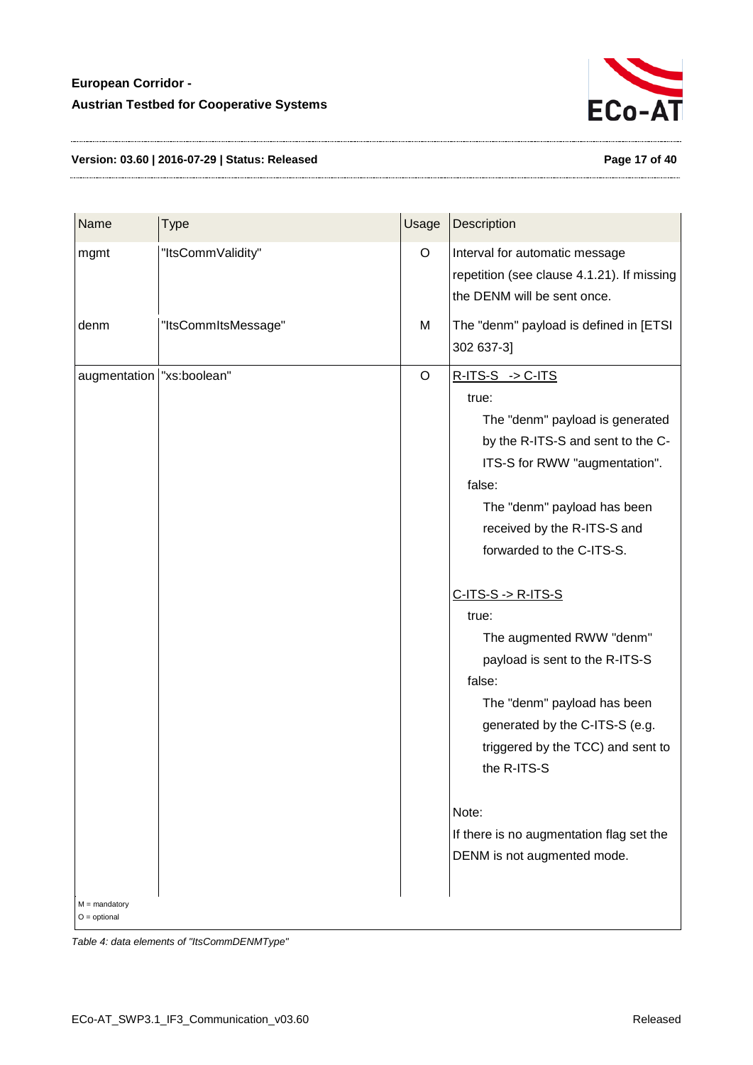| Name | Type | Usage | Description |
|---|---|---|---|
| mgmt | "ItsCommValidity" | O | Interval for automatic message repetition (see clause 4.1.21). If missing the DENM will be sent once. |
| denm | "ItsCommItsMessage" | M | The "denm" payload is defined in [ETSI 302 637-3] |
| augmentation | "xs:boolean" | O | <u>R-ITS-S -> C-ITS</u><br>true:<br>The "denm" payload is generated by the R-ITS-S and sent to the C-ITS-S for RWW "augmentation".<br>false:<br>The "denm" payload has been received by the R-ITS-S and forwarded to the C-ITS-S.<br><br><u>C-ITS-S -> R-ITS-S</u><br>true:<br>The augmented RWW "denm" payload is sent to the R-ITS-S<br>false:<br>The "denm" payload has been generated by the C-ITS-S (e.g. triggered by the TCC) and sent to the R-ITS-S<br><br>Note:<br>If there is no augmentation flag set the DENM is not augmented mode. |

M = mandatory
O = optional

*Table 4: data elements of "ItsCommDENMType"*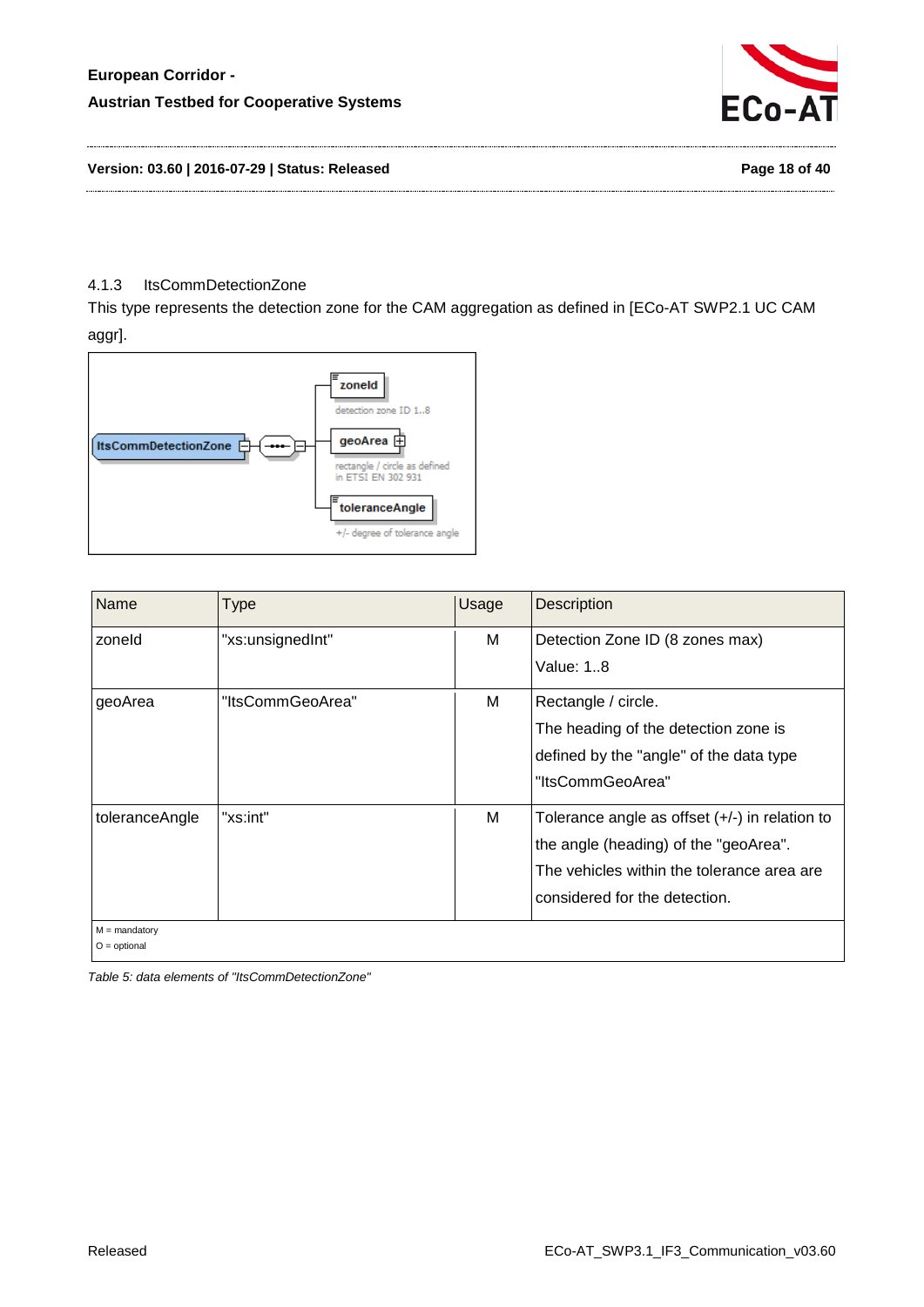### 4.1.3 ItsCommDetectionZone

This type represents the detection zone for the CAM aggregation as defined in [ECo-AT SWP2.1 UC CAM aggr].

| Name | Type | Usage | Description |
|---|---|---|---|
| zoneId | "xs:unsignedInt" | M | Detection Zone ID (8 zones max)<br>Value: 1..8 |
| geoArea | "ItsCommGeoArea" | M | Rectangle / circle.<br>The heading of the detection zone is defined by the "angle" of the data type "ItsCommGeoArea" |
| toleranceAngle | "xs:int" | M | Tolerance angle as offset (+/-) in relation to the angle (heading) of the "geoArea".<br>The vehicles within the tolerance area are considered for the detection. |
| M = mandatory<br>O = optional | | | |

*Table 5: data elements of "ItsCommDetectionZone"*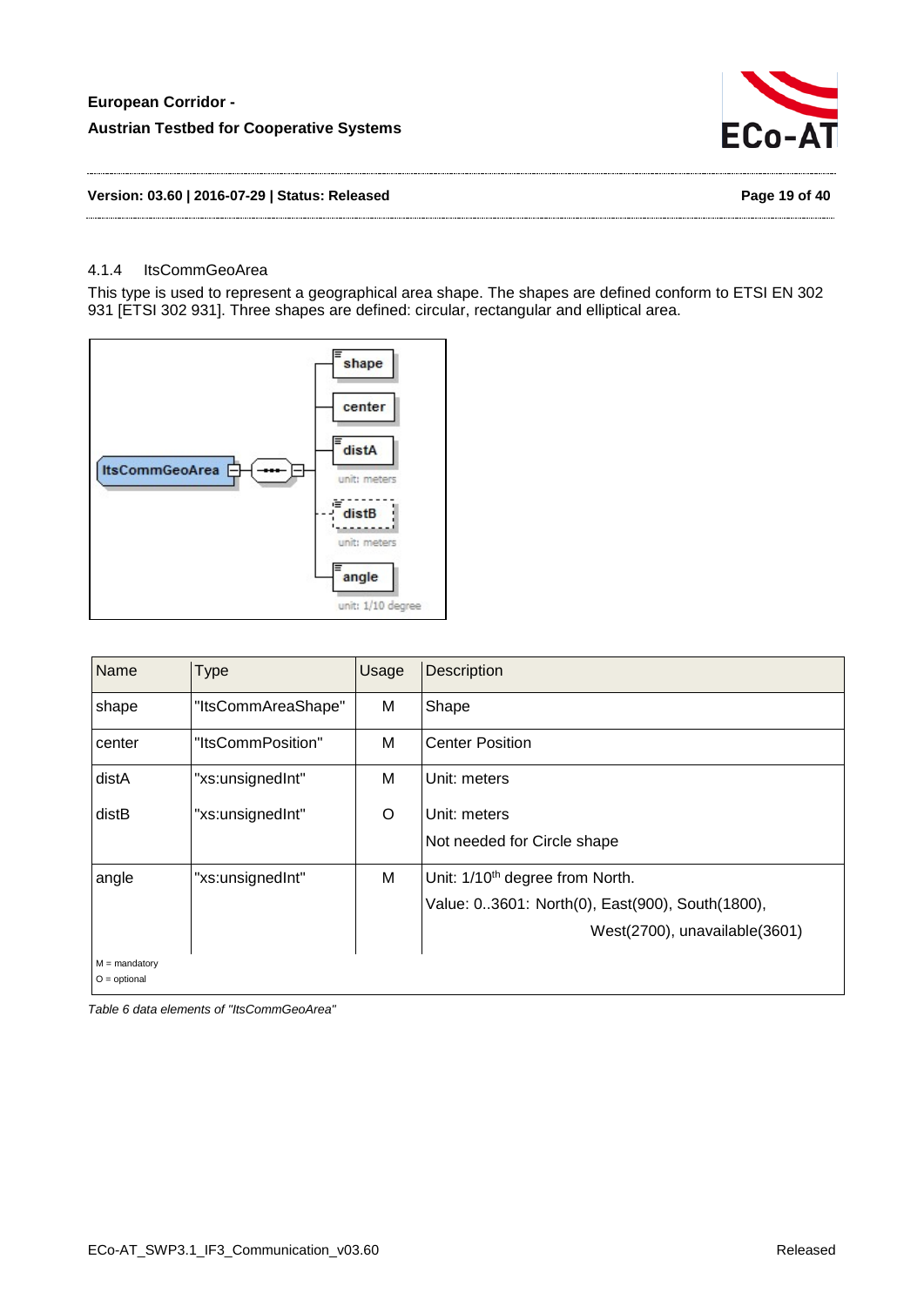### 4.1.4 ItsCommGeoArea

This type is used to represent a geographical area shape. The shapes are defined conform to ETSI EN 302 931 [ETSI 302 931]. Three shapes are defined: circular, rectangular and elliptical area.

| Name | Type | Usage | Description |
|---|---|---|---|
| shape | "ItsCommAreaShape" | M | Shape |
| center | "ItsCommPosition" | M | Center Position |
| distA | "xs:unsignedInt" | M | Unit: meters |
| distB | "xs:unsignedInt" | O | Unit: meters<br>Not needed for Circle shape |
| angle | "xs:unsignedInt" | M | Unit: 1/10th degree from North.<br>Value: 0..3601: North(0), East(900), South(1800), West(2700), unavailable(3601) |

M = mandatory
O = optional

*Table 6 data elements of "ItsCommGeoArea"*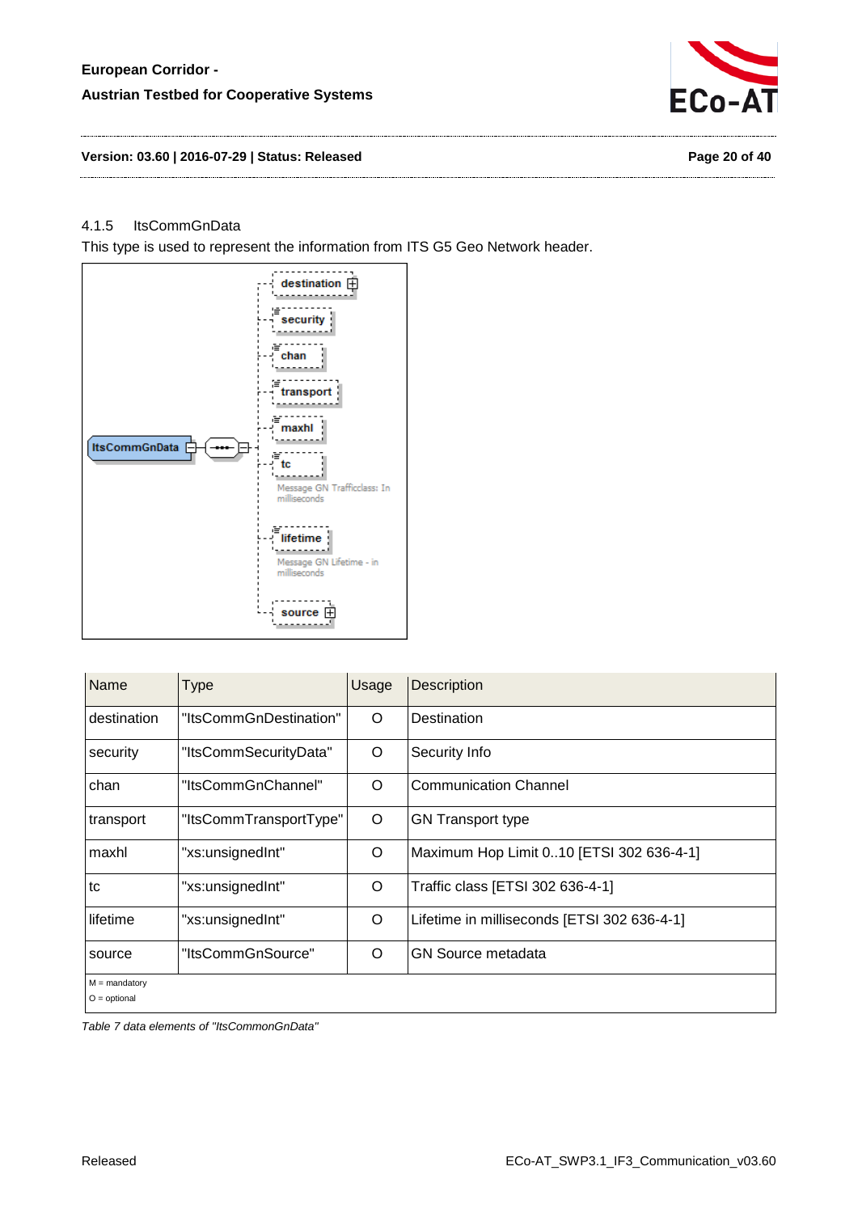### 4.1.5 ItsCommGnData

This type is used to represent the information from ITS G5 Geo Network header.

| Name | Type | Usage | Description |
|---|---|---|---|
| destination | "ItsCommGnDestination" | O | Destination |
| security | "ItsCommSecurityData" | O | Security Info |
| chan | "ItsCommGnChannel" | O | Communication Channel |
| transport | "ItsCommTransportType" | O | GN Transport type |
| maxhl | "xs:unsignedInt" | O | Maximum Hop Limit 0..10 [ETSI 302 636-4-1] |
| tc | "xs:unsignedInt" | O | Traffic class [ETSI 302 636-4-1] |
| lifetime | "xs:unsignedInt" | O | Lifetime in milliseconds [ETSI 302 636-4-1] |
| source | "ItsCommGnSource" | O | GN Source metadata |
| M = mandatory<br>O = optional | | | |

*Table 7 data elements of "ItsCommonGnData"*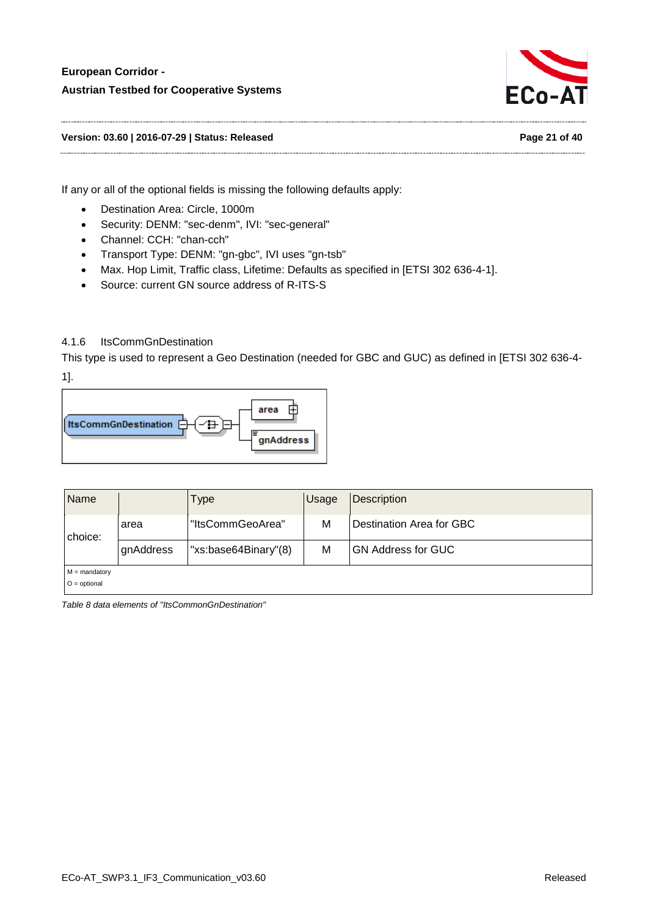If any or all of the optional fields is missing the following defaults apply:

- Destination Area: Circle, 1000m
- Security: DENM: "sec-denm", IVI: "sec-general"
- Channel: CCH: "chan-cch"
- Transport Type: DENM: "gn-gbc", IVI uses "gn-tsb"
- Max. Hop Limit, Traffic class, Lifetime: Defaults as specified in [ETSI 302 636-4-1].
- Source: current GN source address of R-ITS-S

### 4.1.6 ItsCommGnDestination

This type is used to represent a Geo Destination (needed for GBC and GUC) as defined in [ETSI 302 636-4-1].

| Name | | Type | Usage | Description |
|---|---|---|---|---|
| choice: | area | "ItsCommGeoArea" | M | Destination Area for GBC |
| | gnAddress | "xs:base64Binary"(8) | M | GN Address for GUC |
| M = mandatory<br>O = optional | | | | |

*Table 8 data elements of "ItsCommonGnDestination"*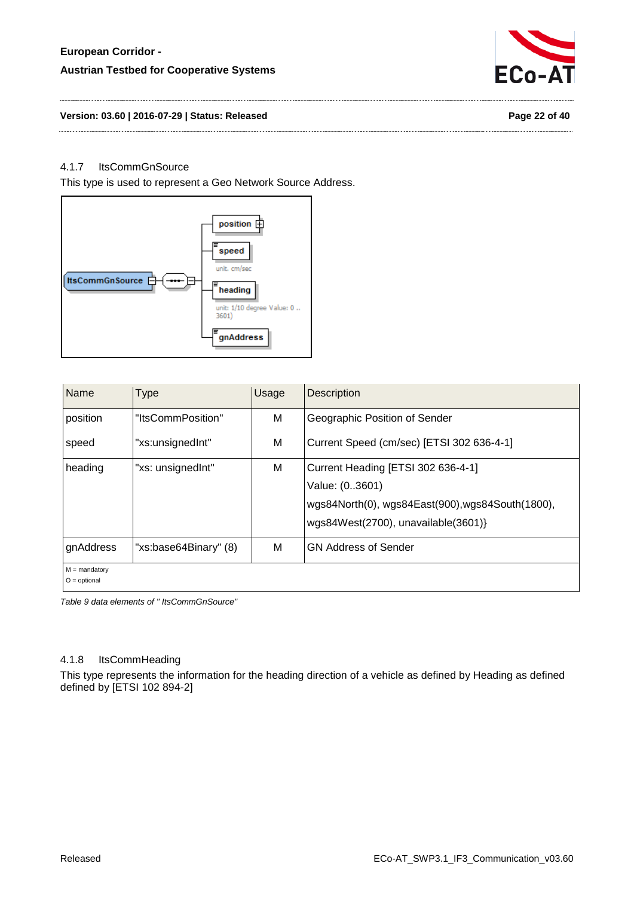### 4.1.7 ItsCommGnSource

This type is used to represent a Geo Network Source Address.

| Name | Type | Usage | Description |
|---|---|---|---|
| position | "ItsCommPosition" | M | Geographic Position of Sender |
| speed | "xs:unsignedInt" | M | Current Speed (cm/sec) [ETSI 302 636-4-1] |
| heading | "xs: unsignedInt" | M | Current Heading [ETSI 302 636-4-1]<br>Value: (0..3601)<br>wgs84North(0), wgs84East(900),wgs84South(1800),<br>wgs84West(2700), unavailable(3601)} |
| gnAddress | "xs:base64Binary" (8) | M | GN Address of Sender |
| M = mandatory<br>O = optional | | | |

*Table 9 data elements of " ItsCommGnSource"*

### 4.1.8 ItsCommHeading

This type represents the information for the heading direction of a vehicle as defined by Heading as defined defined by [ETSI 102 894-2]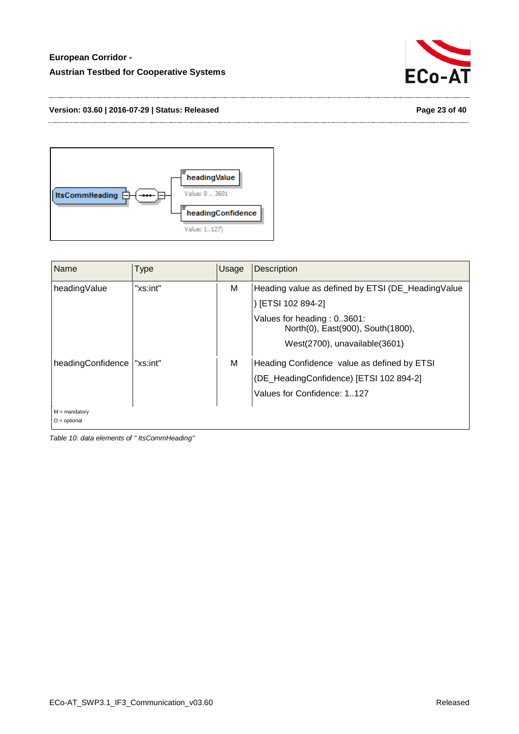| Name | Type | Usage | Description |
|---|---|---|---|
| headingValue | "xs:int" | M | Heading value as defined by ETSI (DE_HeadingValue ) [ETSI 102 894-2]<br>Values for heading : 0..3601:<br>North(0), East(900), South(1800),<br>West(2700), unavailable(3601) |
| headingConfidence | "xs:int" | M | Heading Confidence value as defined by ETSI (DE_HeadingConfidence) [ETSI 102 894-2]<br>Values for Confidence: 1..127 |

M = mandatory
O = optional

*Table 10: data elements of " ItsCommHeading"*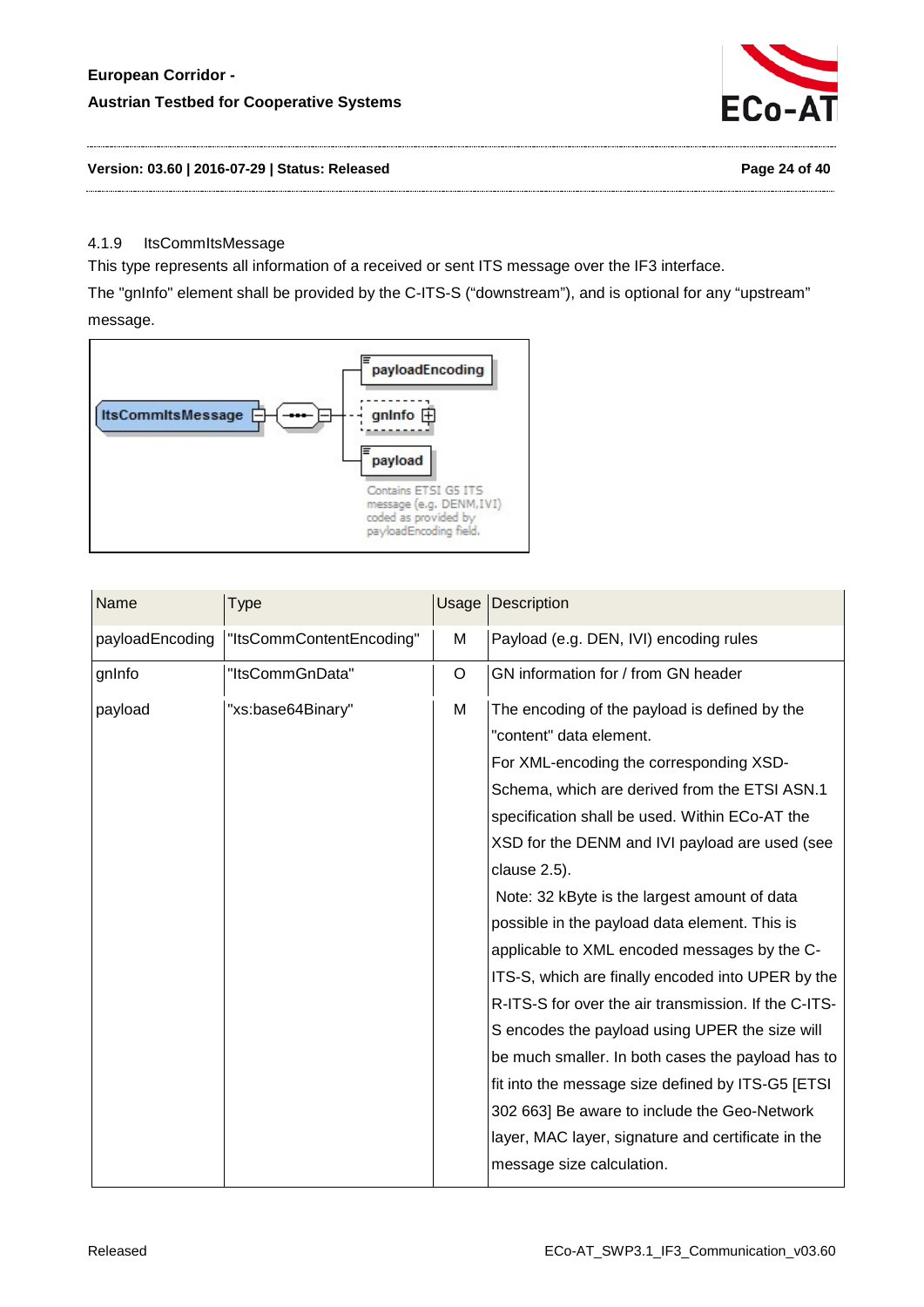### 4.1.9 ItsCommItsMessage

This type represents all information of a received or sent ITS message over the IF3 interface.

The "gnInfo" element shall be provided by the C-ITS-S ("downstream"), and is optional for any "upstream" message.

| Name | Type | Usage | Description |
|---|---|---|---|
| payloadEncoding | "ItsCommContentEncoding" | M | Payload (e.g. DEN, IVI) encoding rules |
| gnInfo | "ItsCommGnData" | O | GN information for / from GN header |
| payload | "xs:base64Binary" | M | The encoding of the payload is defined by the "content" data element. For XML-encoding the corresponding XSD-Schema, which are derived from the ETSI ASN.1 specification shall be used. Within ECo-AT the XSD for the DENM and IVI payload are used (see clause 2.5). Note: 32 kByte is the largest amount of data possible in the payload data element. This is applicable to XML encoded messages by the C-ITS-S, which are finally encoded into UPER by the R-ITS-S for over the air transmission. If the C-ITS-S encodes the payload using UPER the size will be much smaller. In both cases the payload has to fit into the message size defined by ITS-G5 [ETSI 302 663] Be aware to include the Geo-Network layer, MAC layer, signature and certificate in the message size calculation. |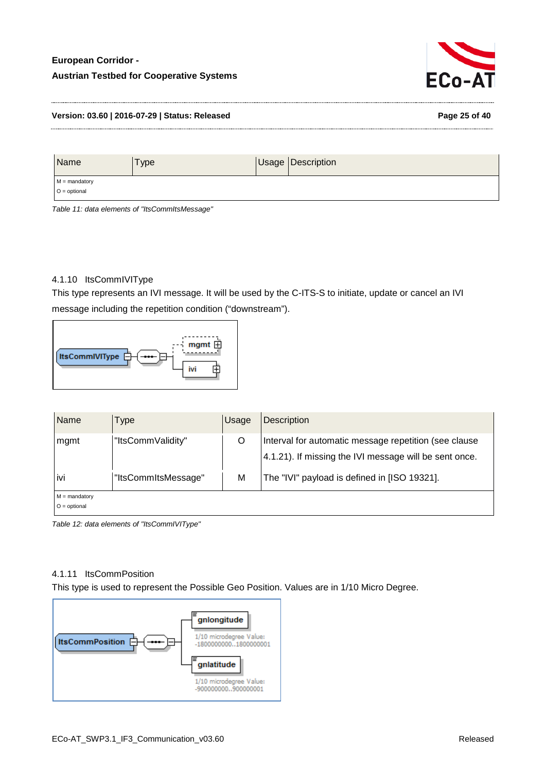| Name | Type | Usage | Description |
|---|---|---|---|
| M = mandatory<br>O = optional | | | |

*Table 11: data elements of "ItsCommItsMessage"*

#### 4.1.10 ItsCommIVIType

This type represents an IVI message. It will be used by the C-ITS-S to initiate, update or cancel an IVI message including the repetition condition ("downstream").

| Name | Type | Usage | Description |
|---|---|---|---|
| mgmt | "ItsCommValidity" | O | Interval for automatic message repetition (see clause 4.1.21). If missing the IVI message will be sent once. |
| ivi | "ItsCommItsMessage" | M | The "IVI" payload is defined in [ISO 19321]. |
| M = mandatory<br>O = optional | | | |

*Table 12: data elements of "ItsCommIVIType"*

#### 4.1.11 ItsCommPosition

This type is used to represent the Possible Geo Position. Values are in 1/10 Micro Degree.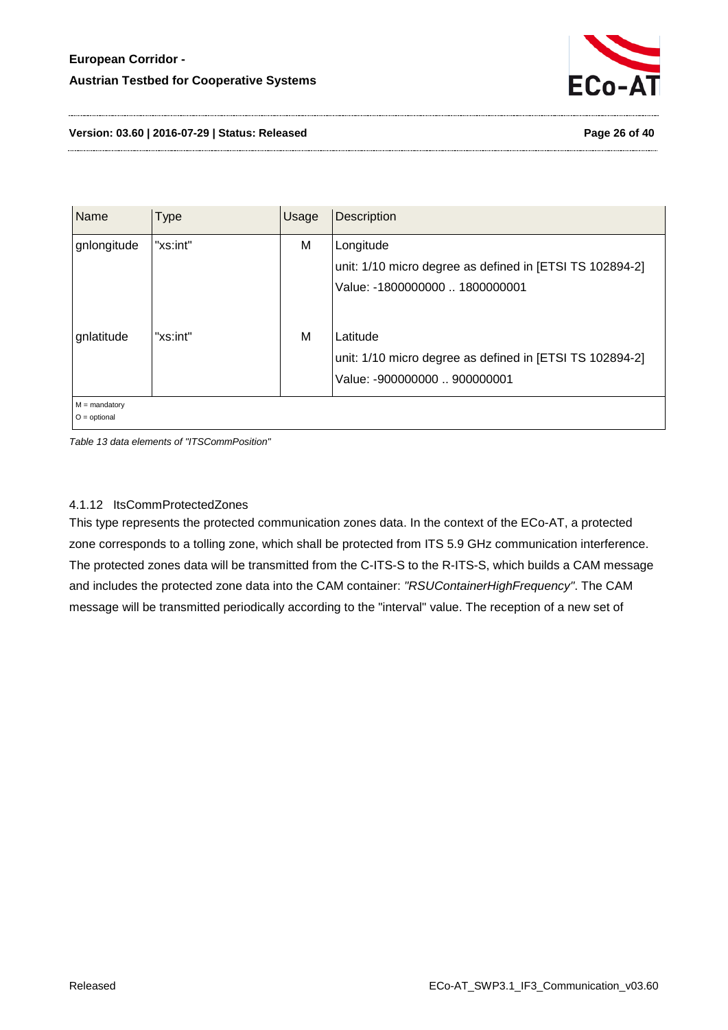| Name | Type | Usage | Description |
|---|---|---|---|
| gnlongitude | "xs:int" | M | Longitude<br>unit: 1/10 micro degree as defined in [ETSI TS 102894-2]<br>Value: -1800000000 .. 1800000001 |
| gnlatitude | "xs:int" | M | Latitude<br>unit: 1/10 micro degree as defined in [ETSI TS 102894-2]<br>Value: -900000000 .. 900000001 |

M = mandatory
O = optional

*Table 13 data elements of "ITSCommPosition"*

#### 4.1.12 ItsCommProtectedZones

This type represents the protected communication zones data. In the context of the ECo-AT, a protected zone corresponds to a tolling zone, which shall be protected from ITS 5.9 GHz communication interference. The protected zones data will be transmitted from the C-ITS-S to the R-ITS-S, which builds a CAM message and includes the protected zone data into the CAM container: *"RSUContainerHighFrequency"*. The CAM message will be transmitted periodically according to the "interval" value. The reception of a new set of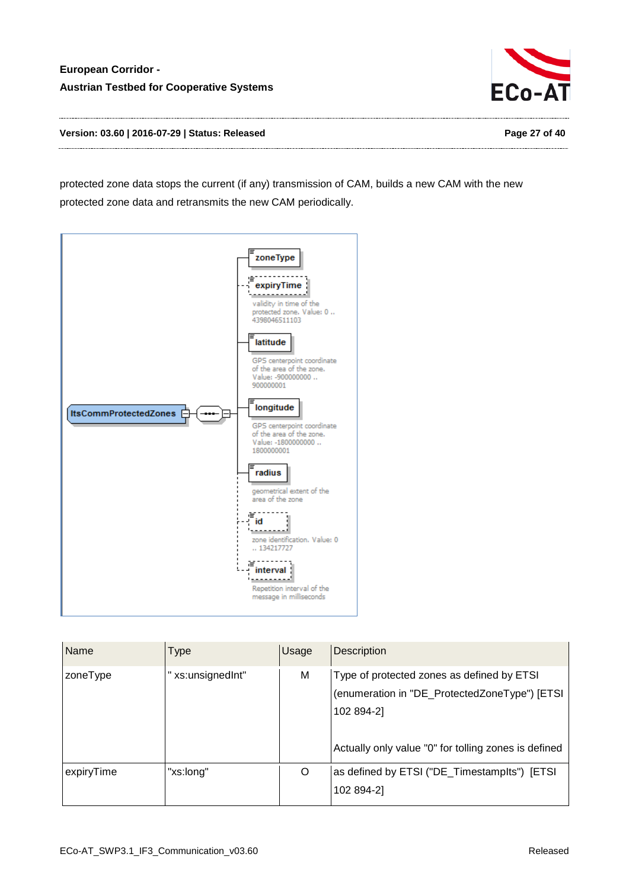protected zone data stops the current (if any) transmission of CAM, builds a new CAM with the new protected zone data and retransmits the new CAM periodically.

ItsCommProtectedZones

- zoneType
- expiryTime — validity in time of the protected zone. Value: 0 .. 4398046511103
- latitude — GPS centerpoint coordinate of the area of the zone. Value: -900000000 .. 900000001
- longitude — GPS centerpoint coordinate of the area of the zone. Value: -1800000000 .. 1800000001
- radius — geometrical extent of the area of the zone
- id — zone identification. Value: 0 .. 134217727
- interval — Repetition interval of the message in milliseconds

| Name | Type | Usage | Description |
|---|---|---|---|
| zoneType | " xs:unsignedInt" | M | Type of protected zones as defined by ETSI (enumeration in "DE_ProtectedZoneType") [ETSI 102 894-2]<br><br>Actually only value "0" for tolling zones is defined |
| expiryTime | "xs:long" | O | as defined by ETSI ("DE_TimestampIts") [ETSI 102 894-2] |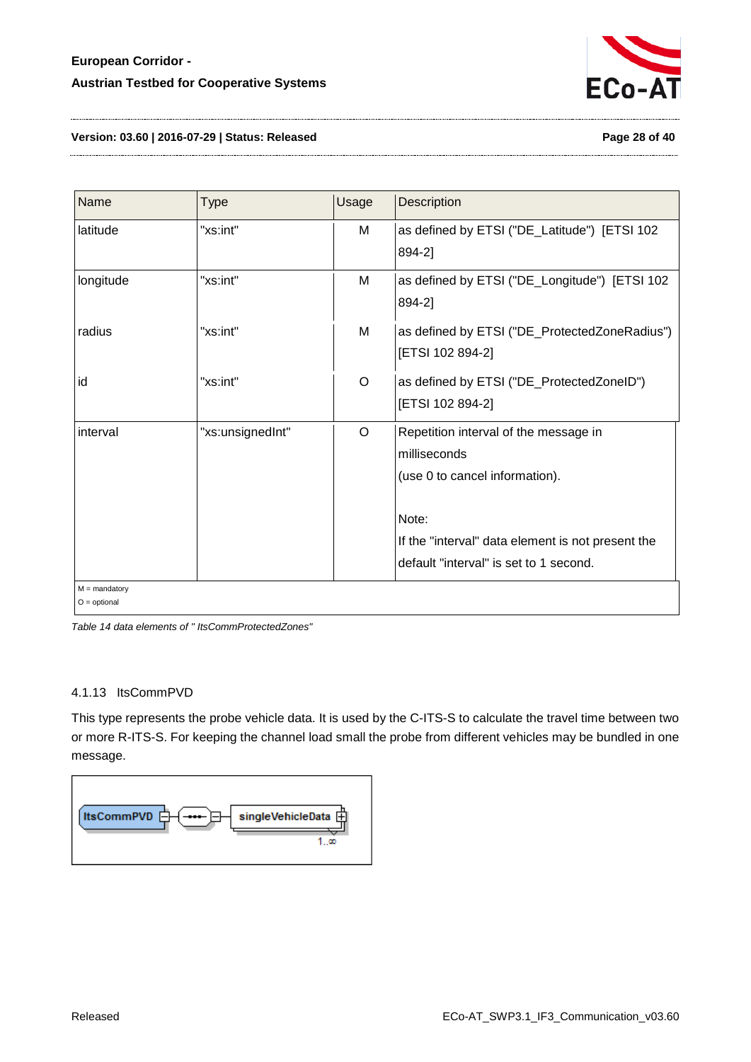| Name | Type | Usage | Description |
|---|---|---|---|
| latitude | "xs:int" | M | as defined by ETSI ("DE_Latitude") [ETSI 102 894-2] |
| longitude | "xs:int" | M | as defined by ETSI ("DE_Longitude") [ETSI 102 894-2] |
| radius | "xs:int" | M | as defined by ETSI ("DE_ProtectedZoneRadius") [ETSI 102 894-2] |
| id | "xs:int" | O | as defined by ETSI ("DE_ProtectedZoneID") [ETSI 102 894-2] |
| interval | "xs:unsignedInt" | O | Repetition interval of the message in milliseconds<br>(use 0 to cancel information).<br><br>Note:<br>If the "interval" data element is not present the default "interval" is set to 1 second. |

M = mandatory
O = optional

*Table 14 data elements of " ItsCommProtectedZones"*

### 4.1.13 ItsCommPVD

This type represents the probe vehicle data. It is used by the C-ITS-S to calculate the travel time between two or more R-ITS-S. For keeping the channel load small the probe from different vehicles may be bundled in one message.

ItsCommPVD — singleVehicleData 1..∞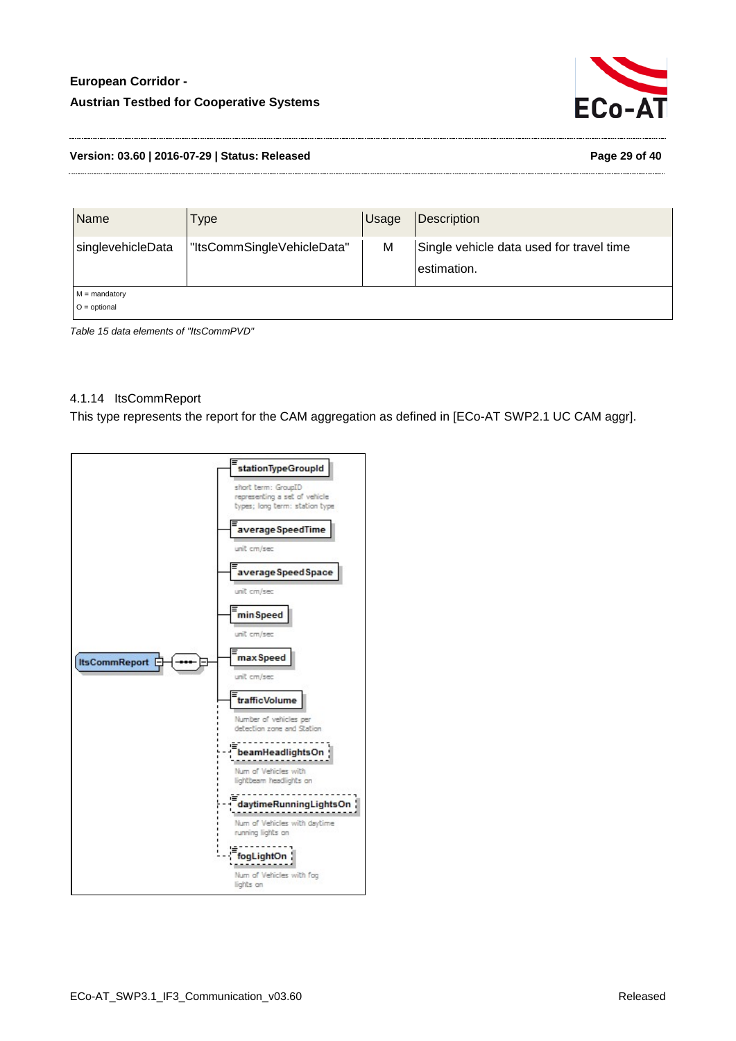| Name | Type | Usage | Description |
|---|---|---|---|
| singlevehicleData | "ItsCommSingleVehicleData" | M | Single vehicle data used for travel time estimation. |
| M = mandatory<br>O = optional | | | |

*Table 15 data elements of "ItsCommPVD"*

### 4.1.14 ItsCommReport

This type represents the report for the CAM aggregation as defined in [ECo-AT SWP2.1 UC CAM aggr].

ItsCommReport

- stationTypeGroupId — short term: GroupID representing a set of vehicle types; long term: station type
- averageSpeedTime — unit cm/sec
- averageSpeedSpace — unit cm/sec
- minSpeed — unit cm/sec
- maxSpeed — unit cm/sec
- trafficVolume — Number of vehicles per detection zone and Station
- beamHeadlightsOn — Num of Vehicles with lightbeam headlights on
- daytimeRunningLightsOn — Num of Vehicles with daytime running lights on
- fogLightOn — Num of Vehicles with fog lights on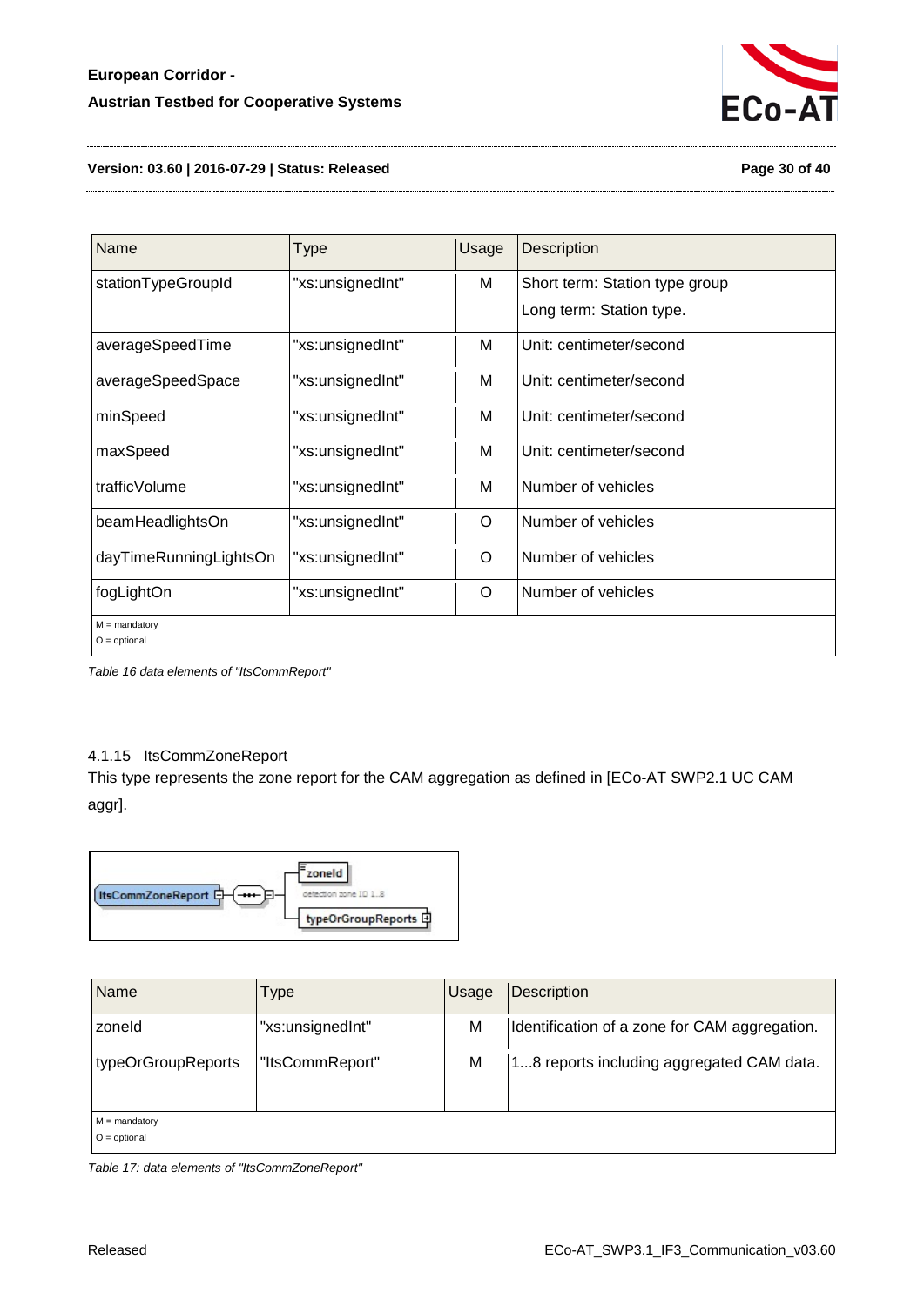| Name | Type | Usage | Description |
|---|---|---|---|
| stationTypeGroupId | "xs:unsignedInt" | M | Short term: Station type group<br>Long term: Station type. |
| averageSpeedTime | "xs:unsignedInt" | M | Unit: centimeter/second |
| averageSpeedSpace | "xs:unsignedInt" | M | Unit: centimeter/second |
| minSpeed | "xs:unsignedInt" | M | Unit: centimeter/second |
| maxSpeed | "xs:unsignedInt" | M | Unit: centimeter/second |
| trafficVolume | "xs:unsignedInt" | M | Number of vehicles |
| beamHeadlightsOn | "xs:unsignedInt" | O | Number of vehicles |
| dayTimeRunningLightsOn | "xs:unsignedInt" | O | Number of vehicles |
| fogLightOn | "xs:unsignedInt" | O | Number of vehicles |
| M = mandatory<br>O = optional | | | |

*Table 16 data elements of "ItsCommReport"*

### 4.1.15 ItsCommZoneReport

This type represents the zone report for the CAM aggregation as defined in [ECo-AT SWP2.1 UC CAM aggr].

ItsCommZoneReport — zoneId (detection zone ID 1..8), typeOrGroupReports

| Name | Type | Usage | Description |
|---|---|---|---|
| zoneId | "xs:unsignedInt" | M | Identification of a zone for CAM aggregation. |
| typeOrGroupReports | "ItsCommReport" | M | 1...8 reports including aggregated CAM data. |
| M = mandatory<br>O = optional | | | |

*Table 17: data elements of "ItsCommZoneReport"*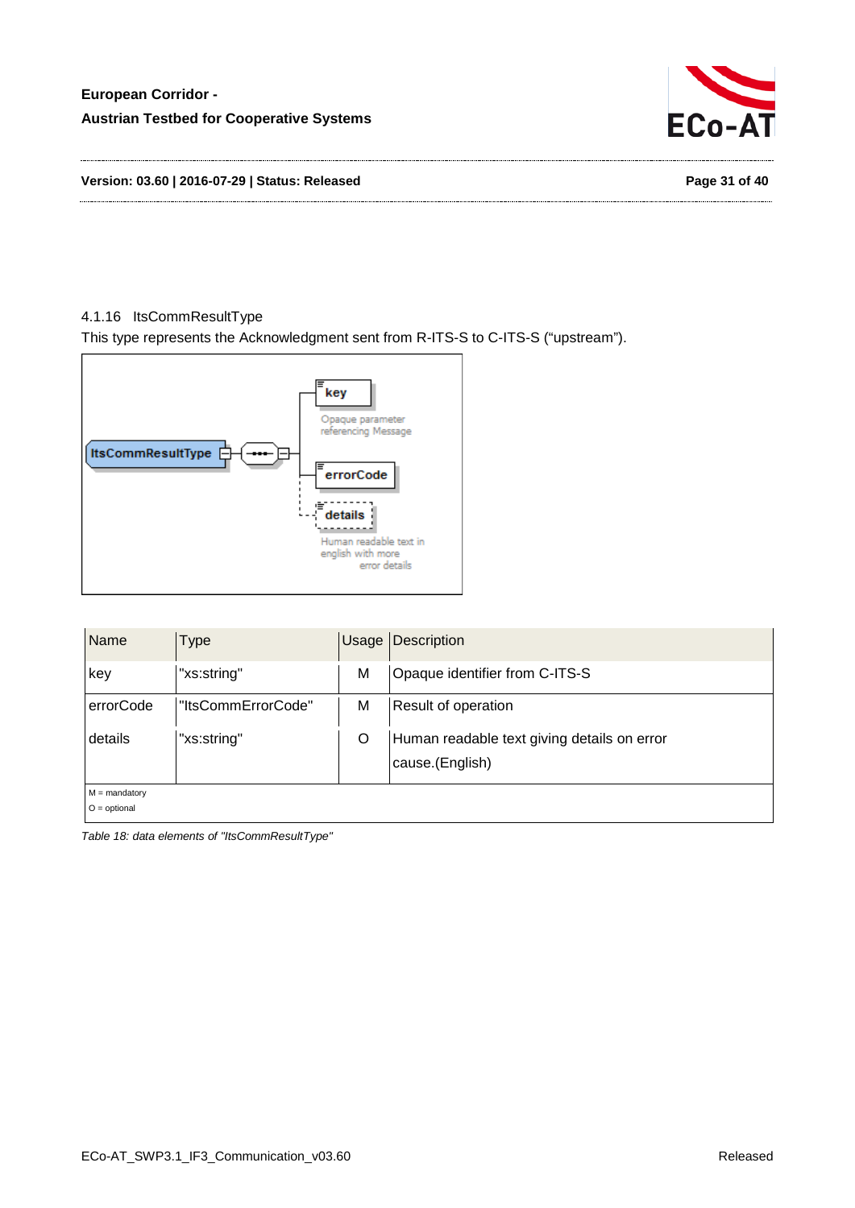### 4.1.16 ItsCommResultType

This type represents the Acknowledgment sent from R-ITS-S to C-ITS-S ("upstream").

| Name | Type | Usage | Description |
|---|---|---|---|
| key | "xs:string" | M | Opaque identifier from C-ITS-S |
| errorCode | "ItsCommErrorCode" | M | Result of operation |
| details | "xs:string" | O | Human readable text giving details on error cause.(English) |
| M = mandatory<br>O = optional | | | |

*Table 18: data elements of "ItsCommResultType"*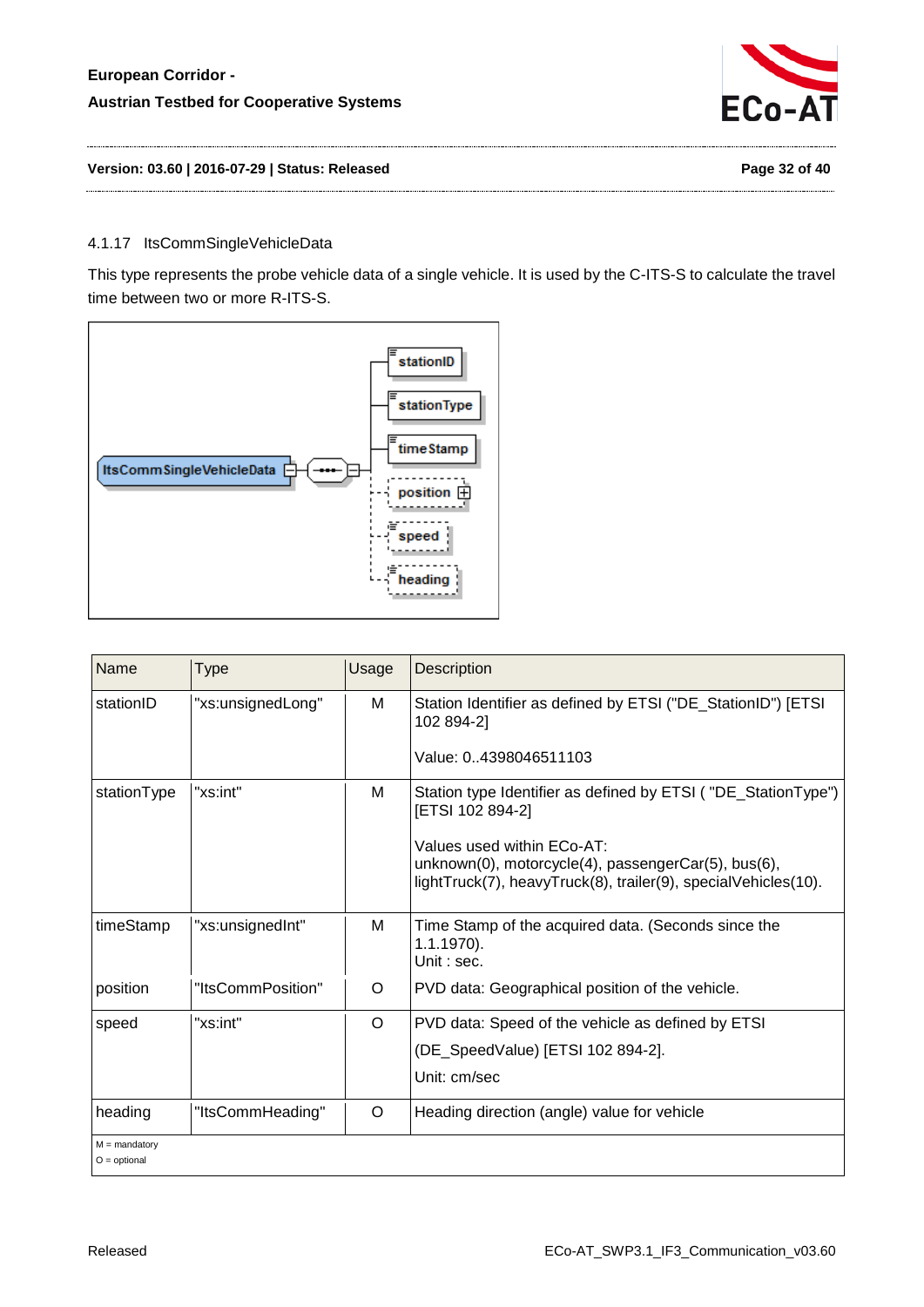### 4.1.17 ItsCommSingleVehicleData

This type represents the probe vehicle data of a single vehicle. It is used by the C-ITS-S to calculate the travel time between two or more R-ITS-S.

| Name | Type | Usage | Description |
|---|---|---|---|
| stationID | "xs:unsignedLong" | M | Station Identifier as defined by ETSI ("DE_StationID") [ETSI 102 894-2]<br><br>Value: 0..4398046511103 |
| stationType | "xs:int" | M | Station type Identifier as defined by ETSI ( "DE_StationType") [ETSI 102 894-2]<br><br>Values used within ECo-AT:<br>unknown(0), motorcycle(4), passengerCar(5), bus(6), lightTruck(7), heavyTruck(8), trailer(9), specialVehicles(10). |
| timeStamp | "xs:unsignedInt" | M | Time Stamp of the acquired data. (Seconds since the 1.1.1970).<br>Unit : sec. |
| position | "ItsCommPosition" | O | PVD data: Geographical position of the vehicle. |
| speed | "xs:int" | O | PVD data: Speed of the vehicle as defined by ETSI (DE_SpeedValue) [ETSI 102 894-2].<br>Unit: cm/sec |
| heading | "ItsCommHeading" | O | Heading direction (angle) value for vehicle |

M = mandatory
O = optional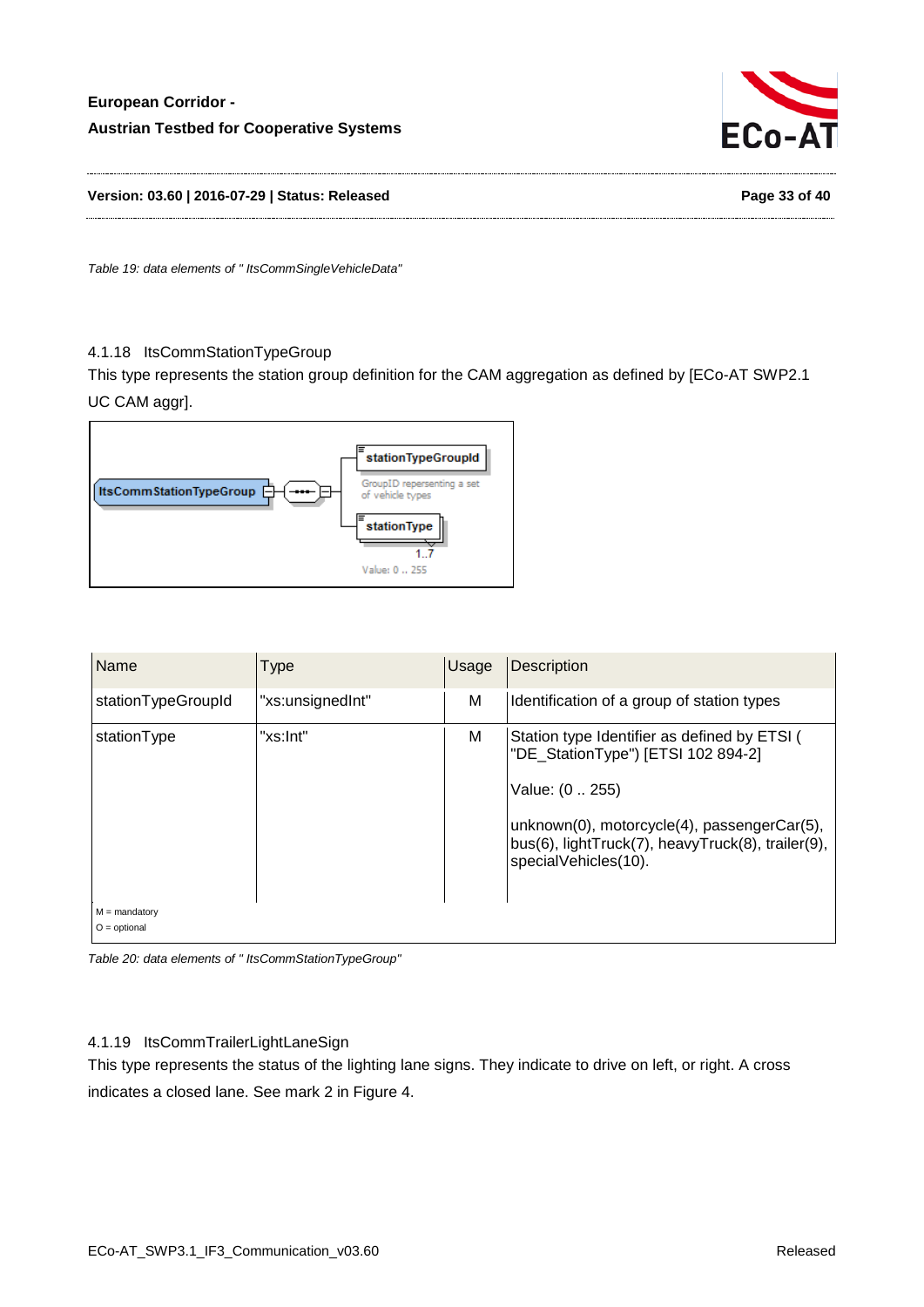*Table 19: data elements of " ItsCommSingleVehicleData"*

### 4.1.18 ItsCommStationTypeGroup

This type represents the station group definition for the CAM aggregation as defined by [ECo-AT SWP2.1 UC CAM aggr].

| Name | Type | Usage | Description |
|---|---|---|---|
| stationTypeGroupId | "xs:unsignedInt" | M | Identification of a group of station types |
| stationType | "xs:Int" | M | Station type Identifier as defined by ETSI ( "DE_StationType") [ETSI 102 894-2]<br><br>Value: (0 .. 255)<br><br>unknown(0), motorcycle(4), passengerCar(5), bus(6), lightTruck(7), heavyTruck(8), trailer(9), specialVehicles(10). |

M = mandatory
O = optional

*Table 20: data elements of " ItsCommStationTypeGroup"*

### 4.1.19 ItsCommTrailerLightLaneSign

This type represents the status of the lighting lane signs. They indicate to drive on left, or right. A cross indicates a closed lane. See mark 2 in Figure 4.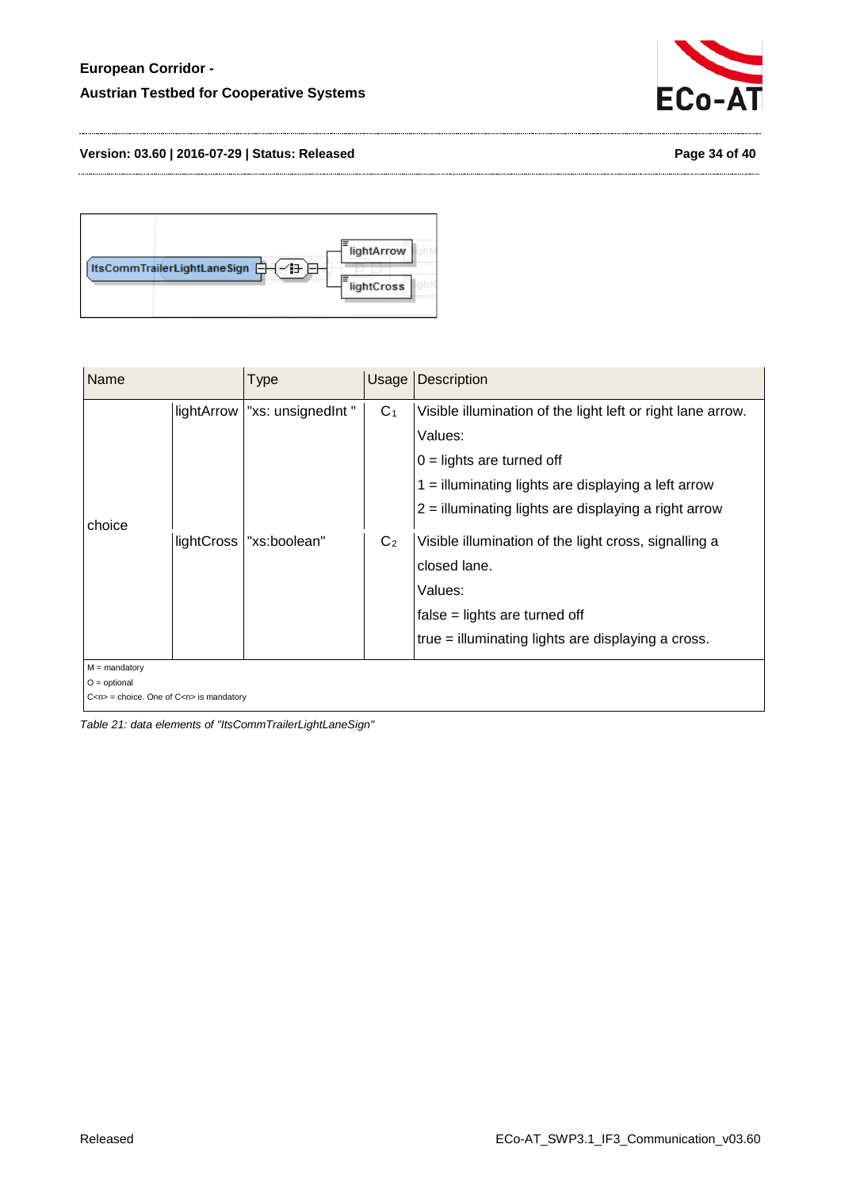| Name | | Type | Usage | Description |
|---|---|---|---|---|
| choice | lightArrow | "xs: unsignedInt " | $C_1$ | Visible illumination of the light left or right lane arrow.<br>Values:<br>0 = lights are turned off<br>1 = illuminating lights are displaying a left arrow<br>2 = illuminating lights are displaying a right arrow |
| | lightCross | "xs:boolean" | $C_2$ | Visible illumination of the light cross, signalling a closed lane.<br>Values:<br>false = lights are turned off<br>true = illuminating lights are displaying a cross. |
| M = mandatory<br>O = optional<br>C<n> = choice. One of C<n> is mandatory | | | | |

*Table 21: data elements of "ItsCommTrailerLightLaneSign"*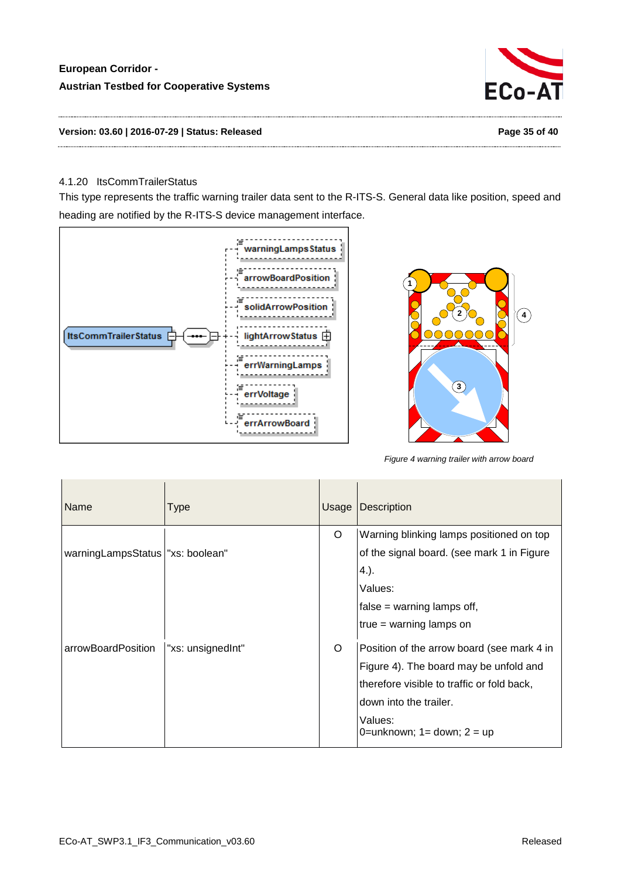#### 4.1.20 ItsCommTrailerStatus

This type represents the traffic warning trailer data sent to the R-ITS-S. General data like position, speed and heading are notified by the R-ITS-S device management interface.

*Figure 4 warning trailer with arrow board*

| Name | Type | Usage | Description |
|---|---|---|---|
| warningLampsStatus | "xs: boolean" | O | Warning blinking lamps positioned on top of the signal board. (see mark 1 in Figure 4.).<br>Values:<br>false = warning lamps off,<br>true = warning lamps on |
| arrowBoardPosition | "xs: unsignedInt" | O | Position of the arrow board (see mark 4 in Figure 4). The board may be unfold and therefore visible to traffic or fold back, down into the trailer.<br>Values:<br>0=unknown; 1= down; 2 = up |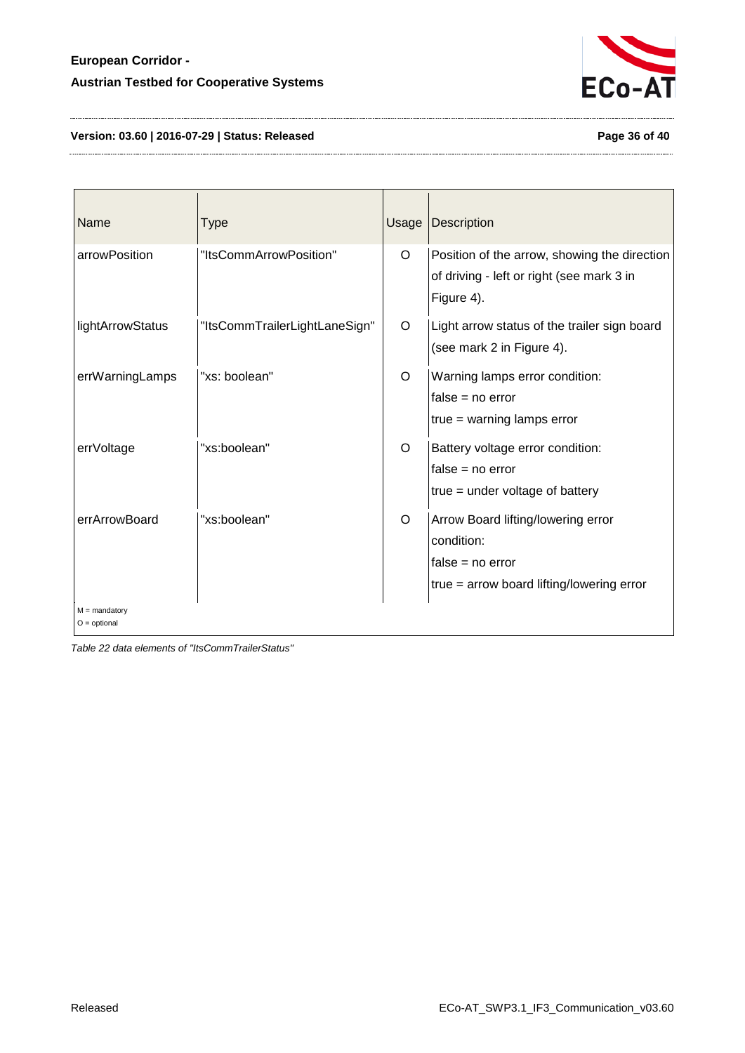| Name | Type | Usage | Description |
|---|---|---|---|
| arrowPosition | "ItsCommArrowPosition" | O | Position of the arrow, showing the direction of driving - left or right (see mark 3 in Figure 4). |
| lightArrowStatus | "ItsCommTrailerLightLaneSign" | O | Light arrow status of the trailer sign board (see mark 2 in Figure 4). |
| errWarningLamps | "xs: boolean" | O | Warning lamps error condition:<br>false = no error<br>true = warning lamps error |
| errVoltage | "xs:boolean" | O | Battery voltage error condition:<br>false = no error<br>true = under voltage of battery |
| errArrowBoard | "xs:boolean" | O | Arrow Board lifting/lowering error condition:<br>false = no error<br>true = arrow board lifting/lowering error |

M = mandatory
O = optional

*Table 22 data elements of "ItsCommTrailerStatus"*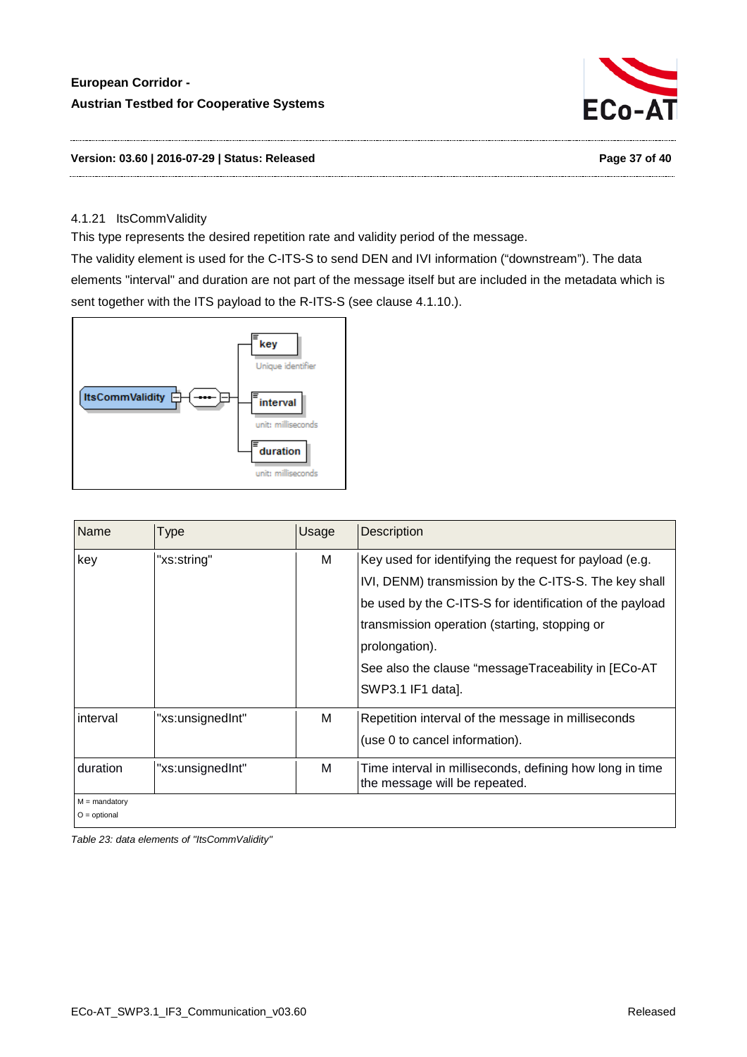### 4.1.21 ItsCommValidity

This type represents the desired repetition rate and validity period of the message.

The validity element is used for the C-ITS-S to send DEN and IVI information ("downstream"). The data elements "interval" and duration are not part of the message itself but are included in the metadata which is sent together with the ITS payload to the R-ITS-S (see clause 4.1.10.).

| Name | Type | Usage | Description |
|---|---|---|---|
| key | "xs:string" | M | Key used for identifying the request for payload (e.g. IVI, DENM) transmission by the C-ITS-S. The key shall be used by the C-ITS-S for identification of the payload transmission operation (starting, stopping or prolongation).<br>See also the clause "messageTraceability in [ECo-AT SWP3.1 IF1 data]. |
| interval | "xs:unsignedInt" | M | Repetition interval of the message in milliseconds (use 0 to cancel information). |
| duration | "xs:unsignedInt" | M | Time interval in milliseconds, defining how long in time the message will be repeated. |
| M = mandatory<br>O = optional | | | |

*Table 23: data elements of "ItsCommValidity"*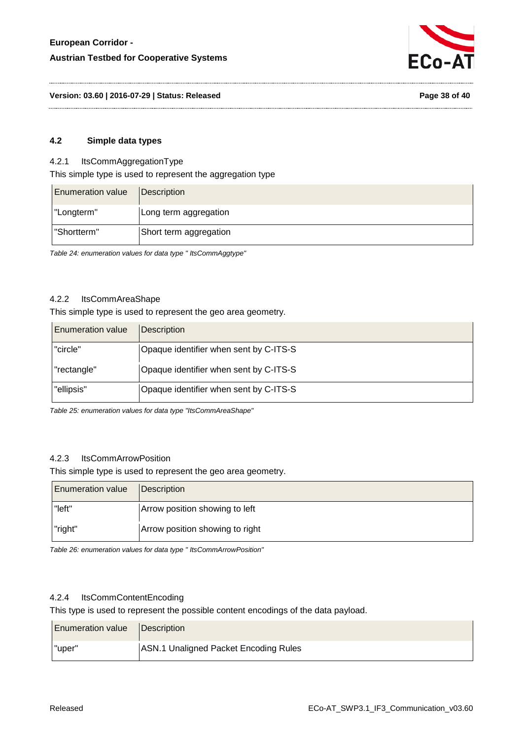## 4.2 Simple data types

### 4.2.1 ItsCommAggregationType

This simple type is used to represent the aggregation type

| Enumeration value | Description |
|---|---|
| "Longterm" | Long term aggregation |
| "Shortterm" | Short term aggregation |

*Table 24: enumeration values for data type " ItsCommAggtype"*

### 4.2.2 ItsCommAreaShape

This simple type is used to represent the geo area geometry.

| Enumeration value | Description |
|---|---|
| "circle" | Opaque identifier when sent by C-ITS-S |
| "rectangle" | Opaque identifier when sent by C-ITS-S |
| "ellipsis" | Opaque identifier when sent by C-ITS-S |

*Table 25: enumeration values for data type "ItsCommAreaShape"*

### 4.2.3 ItsCommArrowPosition

This simple type is used to represent the geo area geometry.

| Enumeration value | Description |
|---|---|
| "left" | Arrow position showing to left |
| "right" | Arrow position showing to right |

*Table 26: enumeration values for data type " ItsCommArrowPosition"*

### 4.2.4 ItsCommContentEncoding

This type is used to represent the possible content encodings of the data payload.

| Enumeration value | Description |
|---|---|
| "uper" | ASN.1 Unaligned Packet Encoding Rules |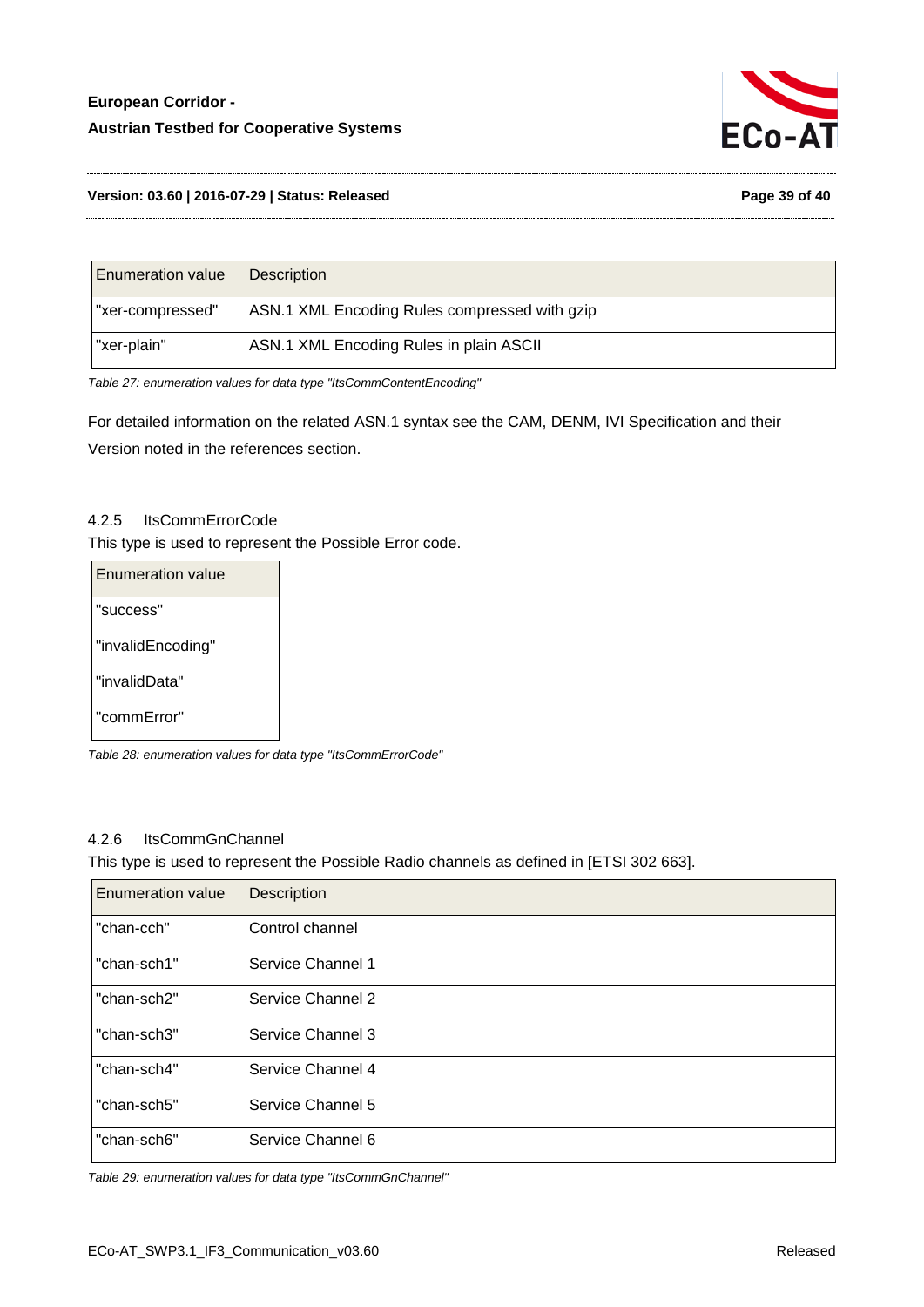| Enumeration value | Description |
| --- | --- |
| "xer-compressed" | ASN.1 XML Encoding Rules compressed with gzip |
| "xer-plain" | ASN.1 XML Encoding Rules in plain ASCII |

*Table 27: enumeration values for data type "ItsCommContentEncoding"*

For detailed information on the related ASN.1 syntax see the CAM, DENM, IVI Specification and their Version noted in the references section.

### 4.2.5 ItsCommErrorCode

This type is used to represent the Possible Error code.

| Enumeration value |
| --- |
| "success" |
| "invalidEncoding" |
| "invalidData" |
| "commError" |

*Table 28: enumeration values for data type "ItsCommErrorCode"*

### 4.2.6 ItsCommGnChannel

This type is used to represent the Possible Radio channels as defined in [ETSI 302 663].

| Enumeration value | Description |
| --- | --- |
| "chan-cch" | Control channel |
| "chan-sch1" | Service Channel 1 |
| "chan-sch2" | Service Channel 2 |
| "chan-sch3" | Service Channel 3 |
| "chan-sch4" | Service Channel 4 |
| "chan-sch5" | Service Channel 5 |
| "chan-sch6" | Service Channel 6 |

*Table 29: enumeration values for data type "ItsCommGnChannel"*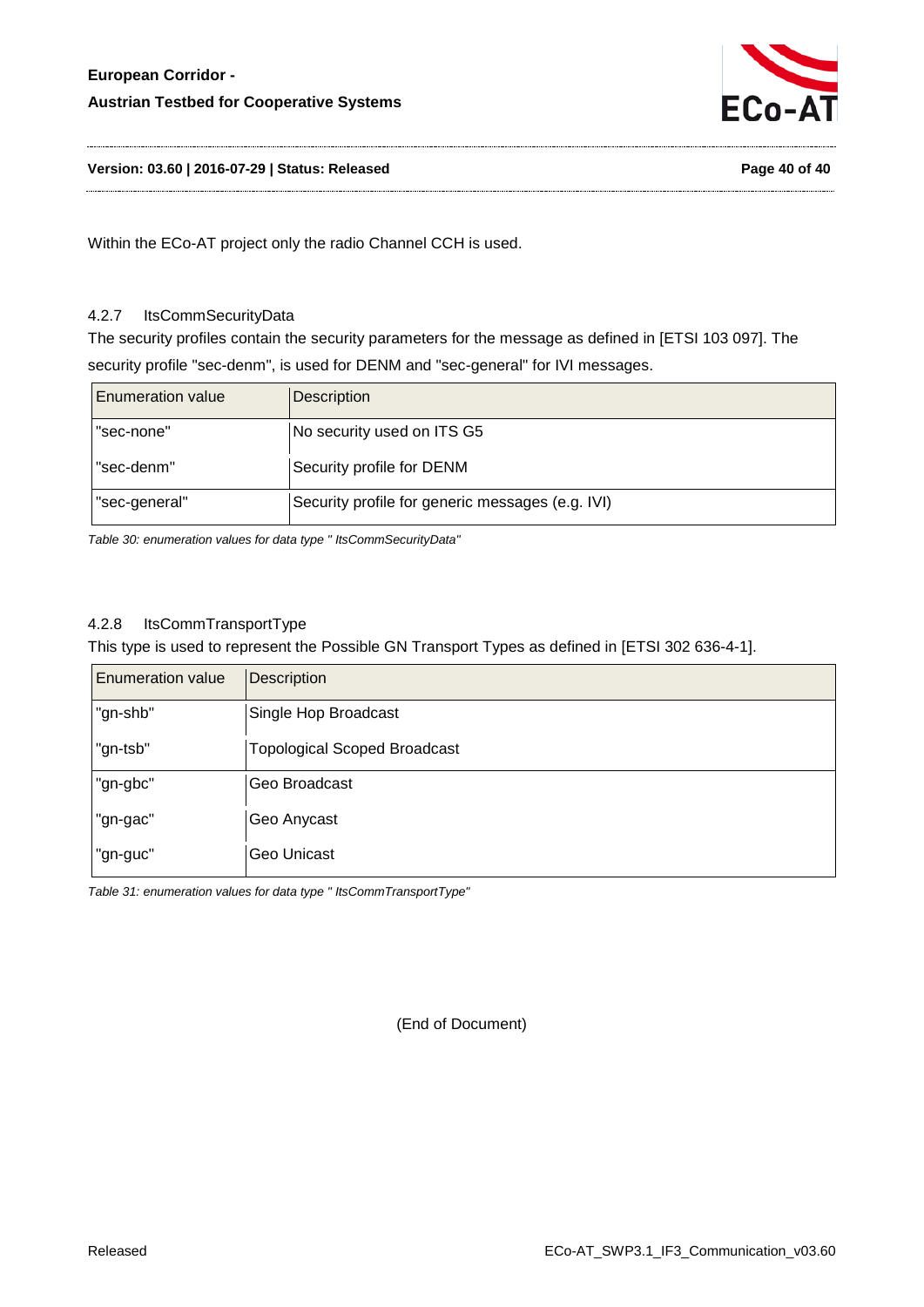Within the ECo-AT project only the radio Channel CCH is used.

### 4.2.7 ItsCommSecurityData

The security profiles contain the security parameters for the message as defined in [ETSI 103 097]. The security profile "sec-denm", is used for DENM and "sec-general" for IVI messages.

| Enumeration value | Description |
|---|---|
| "sec-none" | No security used on ITS G5 |
| "sec-denm" | Security profile for DENM |
| "sec-general" | Security profile for generic messages (e.g. IVI) |

*Table 30: enumeration values for data type " ItsCommSecurityData"*

### 4.2.8 ItsCommTransportType

This type is used to represent the Possible GN Transport Types as defined in [ETSI 302 636-4-1].

| Enumeration value | Description |
|---|---|
| "gn-shb" | Single Hop Broadcast |
| "gn-tsb" | Topological Scoped Broadcast |
| "gn-gbc" | Geo Broadcast |
| "gn-gac" | Geo Anycast |
| "gn-guc" | Geo Unicast |

*Table 31: enumeration values for data type " ItsCommTransportType"*

(End of Document)